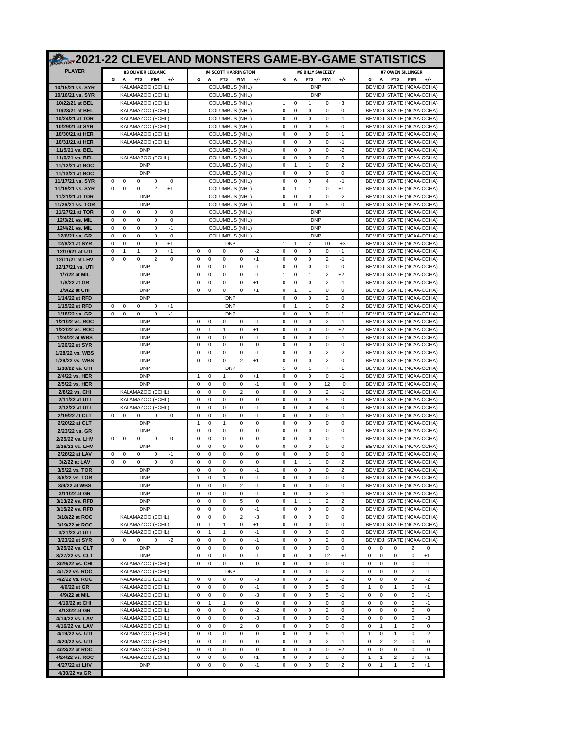# 2021-22 CLEVELAND MONSTERS GAME-BY-GAME STATISTICS

| PLAYER | #3 OLIVIER LEBLANC | | | | | #4 SCOTT HARRINGTON | | | | | #6 BILLY SWEEZEY | | | | | #7 OWEN SILLINGER | | | | |
|---|---|---|---|---|---|---|---|---|---|---|---|---|---|---|---|---|---|---|---|---|
| | G | A | PTS | PIM | +/- | G | A | PTS | PIM | +/- | G | A | PTS | PIM | +/- | G | A | PTS | PIM | +/- |
| 10/15/21 vs. SYR | KALAMAZOO (ECHL) | | | | | COLUMBUS (NHL) | | | | | DNP | | | | | BEMIDJI STATE (NCAA-CCHA) | | | | |
| 10/16/21 vs. SYR | KALAMAZOO (ECHL) | | | | | COLUMBUS (NHL) | | | | | DNP | | | | | BEMIDJI STATE (NCAA-CCHA) | | | | |
| 10/22/21 at BEL | KALAMAZOO (ECHL) | | | | | COLUMBUS (NHL) | | | | | 1 | 0 | 1 | 0 | +3 | BEMIDJI STATE (NCAA-CCHA) | | | | |
| 10/23/21 at BEL | KALAMAZOO (ECHL) | | | | | COLUMBUS (NHL) | | | | | 0 | 0 | 0 | 0 | 0 | BEMIDJI STATE (NCAA-CCHA) | | | | |
| 10/24/21 at TOR | KALAMAZOO (ECHL) | | | | | COLUMBUS (NHL) | | | | | 0 | 0 | 0 | 0 | -1 | BEMIDJI STATE (NCAA-CCHA) | | | | |
| 10/29/21 at SYR | KALAMAZOO (ECHL) | | | | | COLUMBUS (NHL) | | | | | 0 | 0 | 0 | 5 | 0 | BEMIDJI STATE (NCAA-CCHA) | | | | |
| 10/30/21 at HER | KALAMAZOO (ECHL) | | | | | COLUMBUS (NHL) | | | | | 0 | 0 | 0 | 0 | +1 | BEMIDJI STATE (NCAA-CCHA) | | | | |
| 10/31/21 at HER | KALAMAZOO (ECHL) | | | | | COLUMBUS (NHL) | | | | | 0 | 0 | 0 | 0 | -1 | BEMIDJI STATE (NCAA-CCHA) | | | | |
| 11/5/21 vs. BEL | DNP | | | | | COLUMBUS (NHL) | | | | | 0 | 0 | 0 | 0 | -2 | BEMIDJI STATE (NCAA-CCHA) | | | | |
| 11/6/21 vs. BEL | KALAMAZOO (ECHL) | | | | | COLUMBUS (NHL) | | | | | 0 | 0 | 0 | 0 | 0 | BEMIDJI STATE (NCAA-CCHA) | | | | |
| 11/12/21 at ROC | DNP | | | | | COLUMBUS (NHL) | | | | | 0 | 1 | 1 | 0 | +2 | BEMIDJI STATE (NCAA-CCHA) | | | | |
| 11/13/21 at ROC | DNP | | | | | COLUMBUS (NHL) | | | | | 0 | 0 | 0 | 0 | 0 | BEMIDJI STATE (NCAA-CCHA) | | | | |
| 11/17/21 vs. SYR | 0 | 0 | 0 | 0 | 0 | COLUMBUS (NHL) | | | | | 0 | 0 | 0 | 4 | -1 | BEMIDJI STATE (NCAA-CCHA) | | | | |
| 11/19/21 vs. SYR | 0 | 0 | 0 | 2 | +1 | COLUMBUS (NHL) | | | | | 0 | 1 | 1 | 0 | +1 | BEMIDJI STATE (NCAA-CCHA) | | | | |
| 11/21/21 at TOR | DNP | | | | | COLUMBUS (NHL) | | | | | 0 | 0 | 0 | 0 | -2 | BEMIDJI STATE (NCAA-CCHA) | | | | |
| 11/26/21 vs. TOR | DNP | | | | | COLUMBUS (NHL) | | | | | 0 | 0 | 0 | 5 | 0 | BEMIDJI STATE (NCAA-CCHA) | | | | |
| 11/27/21 at TOR | 0 | 0 | 0 | 0 | 0 | COLUMBUS (NHL) | | | | | DNP | | | | | BEMIDJI STATE (NCAA-CCHA) | | | | |
| 12/3/21 vs. MIL | 0 | 0 | 0 | 0 | 0 | COLUMBUS (NHL) | | | | | DNP | | | | | BEMIDJI STATE (NCAA-CCHA) | | | | |
| 12/4/21 vs. MIL | 0 | 0 | 0 | 0 | -1 | COLUMBUS (NHL) | | | | | DNP | | | | | BEMIDJI STATE (NCAA-CCHA) | | | | |
| 12/6/21 vs. GR | 0 | 0 | 0 | 0 | 0 | COLUMBUS (NHL) | | | | | DNP | | | | | BEMIDJI STATE (NCAA-CCHA) | | | | |
| 12/8/21 at SYR | 0 | 0 | 0 | 0 | +1 | DNP | | | | | 1 | 1 | 2 | 10 | +3 | BEMIDJI STATE (NCAA-CCHA) | | | | |
| 12/10/21 at UTI | 0 | 1 | 1 | 0 | +1 | 0 | 0 | 0 | 0 | -2 | 0 | 0 | 0 | 0 | +1 | BEMIDJI STATE (NCAA-CCHA) | | | | |
| 12/11/21 at LHV | 0 | 0 | 0 | 2 | 0 | 0 | 0 | 0 | 0 | +1 | 0 | 0 | 0 | 2 | -1 | BEMIDJI STATE (NCAA-CCHA) | | | | |
| 12/17/21 vs. UTI | DNP | | | | | 0 | 0 | 0 | 0 | -1 | 0 | 0 | 0 | 0 | 0 | BEMIDJI STATE (NCAA-CCHA) | | | | |
| 1/7/22 at MIL | DNP | | | | | 0 | 0 | 0 | 0 | -1 | 1 | 0 | 1 | 2 | +2 | BEMIDJI STATE (NCAA-CCHA) | | | | |
| 1/8/22 at GR | DNP | | | | | 0 | 0 | 0 | 0 | +1 | 0 | 0 | 0 | 2 | -1 | BEMIDJI STATE (NCAA-CCHA) | | | | |
| 1/9/22 at CHI | DNP | | | | | 0 | 0 | 0 | 0 | +1 | 0 | 1 | 1 | 0 | 0 | BEMIDJI STATE (NCAA-CCHA) | | | | |
| 1/14/22 at RFD | DNP | | | | | DNP | | | | | 0 | 0 | 0 | 2 | 0 | BEMIDJI STATE (NCAA-CCHA) | | | | |
| 1/15/22 at RFD | 0 | 0 | 0 | 0 | +1 | DNP | | | | | 0 | 1 | 1 | 0 | +2 | BEMIDJI STATE (NCAA-CCHA) | | | | |
| 1/18/22 vs. GR | 0 | 0 | 0 | 0 | -1 | DNP | | | | | 0 | 0 | 0 | 0 | +1 | BEMIDJI STATE (NCAA-CCHA) | | | | |
| 1/21/22 vs. ROC | DNP | | | | | 0 | 0 | 0 | 0 | -1 | 0 | 0 | 0 | 2 | -1 | BEMIDJI STATE (NCAA-CCHA) | | | | |
| 1/22/22 vs. ROC | DNP | | | | | 0 | 1 | 1 | 0 | +1 | 0 | 0 | 0 | 0 | +2 | BEMIDJI STATE (NCAA-CCHA) | | | | |
| 1/24/22 at WBS | DNP | | | | | 0 | 0 | 0 | 0 | -1 | 0 | 0 | 0 | 0 | -1 | BEMIDJI STATE (NCAA-CCHA) | | | | |
| 1/26/22 at SYR | DNP | | | | | 0 | 0 | 0 | 0 | 0 | 0 | 0 | 0 | 0 | 0 | BEMIDJI STATE (NCAA-CCHA) | | | | |
| 1/28/22 vs. WBS | DNP | | | | | 0 | 0 | 0 | 0 | -1 | 0 | 0 | 0 | 2 | -2 | BEMIDJI STATE (NCAA-CCHA) | | | | |
| 1/29/22 vs. WBS | DNP | | | | | 0 | 0 | 0 | 2 | +1 | 0 | 0 | 0 | 2 | 0 | BEMIDJI STATE (NCAA-CCHA) | | | | |
| 1/30/22 vs. UTI | DNP | | | | | DNP | | | | | 1 | 0 | 1 | 7 | +1 | BEMIDJI STATE (NCAA-CCHA) | | | | |
| 2/4/22 vs. HER | DNP | | | | | 1 | 0 | 1 | 0 | +1 | 0 | 0 | 0 | 0 | -1 | BEMIDJI STATE (NCAA-CCHA) | | | | |
| 2/5/22 vs. HER | DNP | | | | | 0 | 0 | 0 | 0 | -1 | 0 | 0 | 0 | 12 | 0 | BEMIDJI STATE (NCAA-CCHA) | | | | |
| 2/8/22 vs. CHI | KALAMAZOO (ECHL) | | | | | 0 | 0 | 0 | 2 | 0 | 0 | 0 | 0 | 2 | -1 | BEMIDJI STATE (NCAA-CCHA) | | | | |
| 2/11/22 at UTI | KALAMAZOO (ECHL) | | | | | 0 | 0 | 0 | 0 | 0 | 0 | 0 | 0 | 5 | 0 | BEMIDJI STATE (NCAA-CCHA) | | | | |
| 2/12/22 at UTI | KALAMAZOO (ECHL) | | | | | 0 | 0 | 0 | 0 | -1 | 0 | 0 | 0 | 4 | 0 | BEMIDJI STATE (NCAA-CCHA) | | | | |
| 2/19/22 at CLT | 0 | 0 | 0 | 0 | 0 | 0 | 0 | 0 | 0 | -1 | 0 | 0 | 0 | 0 | -1 | BEMIDJI STATE (NCAA-CCHA) | | | | |
| 2/20/22 at CLT | DNP | | | | | 1 | 0 | 1 | 0 | 0 | 0 | 0 | 0 | 0 | 0 | BEMIDJI STATE (NCAA-CCHA) | | | | |
| 2/23/22 vs. GR | DNP | | | | | 0 | 0 | 0 | 0 | 0 | 0 | 0 | 0 | 0 | 0 | BEMIDJI STATE (NCAA-CCHA) | | | | |
| 2/25/22 vs. LHV | 0 | 0 | 0 | 0 | 0 | 0 | 0 | 0 | 0 | 0 | 0 | 0 | 0 | 0 | -1 | BEMIDJI STATE (NCAA-CCHA) | | | | |
| 2/26/22 vs. LHV | DNP | | | | | 0 | 0 | 0 | 0 | 0 | 0 | 0 | 0 | 0 | 0 | BEMIDJI STATE (NCAA-CCHA) | | | | |
| 2/28/22 at LAV | 0 | 0 | 0 | 0 | -1 | 0 | 0 | 0 | 0 | 0 | 0 | 0 | 0 | 0 | 0 | BEMIDJI STATE (NCAA-CCHA) | | | | |
| 3/2/22 at LAV | 0 | 0 | 0 | 0 | 0 | 0 | 0 | 0 | 0 | 0 | 0 | 1 | 1 | 0 | +2 | BEMIDJI STATE (NCAA-CCHA) | | | | |
| 3/5/22 vs. TOR | DNP | | | | | 0 | 0 | 0 | 0 | -1 | 0 | 0 | 0 | 0 | +2 | BEMIDJI STATE (NCAA-CCHA) | | | | |
| 3/6/22 vs. TOR | DNP | | | | | 1 | 0 | 1 | 0 | -1 | 0 | 0 | 0 | 0 | 0 | BEMIDJI STATE (NCAA-CCHA) | | | | |
| 3/9/22 at WBS | DNP | | | | | 0 | 0 | 0 | 2 | -1 | 0 | 0 | 0 | 0 | 0 | BEMIDJI STATE (NCAA-CCHA) | | | | |
| 3/11/22 at GR | DNP | | | | | 0 | 0 | 0 | 0 | -1 | 0 | 0 | 0 | 2 | -1 | BEMIDJI STATE (NCAA-CCHA) | | | | |
| 3/13/22 vs. RFD | DNP | | | | | 0 | 0 | 0 | 5 | 0 | 0 | 1 | 1 | 2 | +2 | BEMIDJI STATE (NCAA-CCHA) | | | | |
| 3/15/22 vs. RFD | DNP | | | | | 0 | 0 | 0 | 0 | -1 | 0 | 0 | 0 | 0 | 0 | BEMIDJI STATE (NCAA-CCHA) | | | | |
| 3/18/22 at ROC | KALAMAZOO (ECHL) | | | | | 0 | 0 | 0 | 2 | -3 | 0 | 0 | 0 | 0 | 0 | BEMIDJI STATE (NCAA-CCHA) | | | | |
| 3/19/22 at ROC | KALAMAZOO (ECHL) | | | | | 0 | 1 | 1 | 0 | +1 | 0 | 0 | 0 | 0 | 0 | BEMIDJI STATE (NCAA-CCHA) | | | | |
| 3/21/22 at UTI | KALAMAZOO (ECHL) | | | | | 0 | 1 | 1 | 0 | -1 | 0 | 0 | 0 | 0 | 0 | BEMIDJI STATE (NCAA-CCHA) | | | | |
| 3/23/22 at SYR | 0 | 0 | 0 | 0 | -2 | 0 | 0 | 0 | 0 | -1 | 0 | 0 | 0 | 2 | 0 | BEMIDJI STATE (NCAA-CCHA) | | | | |
| 3/25/22 vs. CLT | DNP | | | | | 0 | 0 | 0 | 0 | 0 | 0 | 0 | 0 | 0 | 0 | 0 | 0 | 0 | 2 | 0 |
| 3/27/22 vs. CLT | DNP | | | | | 0 | 0 | 0 | 0 | -1 | 0 | 0 | 0 | 12 | +1 | 0 | 0 | 0 | 0 | +1 |
| 3/29/22 vs. CHI | KALAMAZOO (ECHL) | | | | | 0 | 0 | 0 | 0 | 0 | 0 | 0 | 0 | 0 | 0 | 0 | 0 | 0 | 0 | -1 |
| 4/1/22 vs. ROC | KALAMAZOO (ECHL) | | | | | DNP | | | | | 0 | 0 | 0 | 0 | -2 | 0 | 0 | 0 | 2 | -1 |
| 4/2/22 vs. ROC | KALAMAZOO (ECHL) | | | | | 0 | 0 | 0 | 0 | -3 | 0 | 0 | 0 | 2 | -2 | 0 | 0 | 0 | 0 | -2 |
| 4/6/22 at GR | KALAMAZOO (ECHL) | | | | | 0 | 0 | 0 | 0 | -1 | 0 | 0 | 0 | 5 | 0 | 1 | 0 | 1 | 0 | +1 |
| 4/9/22 at MIL | KALAMAZOO (ECHL) | | | | | 0 | 0 | 0 | 0 | -3 | 0 | 0 | 0 | 5 | -1 | 0 | 0 | 0 | 0 | -1 |
| 4/10/22 at CHI | KALAMAZOO (ECHL) | | | | | 0 | 1 | 1 | 0 | 0 | 0 | 0 | 0 | 0 | 0 | 0 | 0 | 0 | 0 | -1 |
| 4/13/22 at GR | KALAMAZOO (ECHL) | | | | | 0 | 0 | 0 | 0 | -2 | 0 | 0 | 0 | 2 | 0 | 0 | 0 | 0 | 0 | 0 |
| 4/14/22 vs. LAV | KALAMAZOO (ECHL) | | | | | 0 | 0 | 0 | 0 | -3 | 0 | 0 | 0 | 0 | -2 | 0 | 0 | 0 | 0 | -3 |
| 4/16/22 vs. LAV | KALAMAZOO (ECHL) | | | | | 0 | 0 | 0 | 2 | 0 | 0 | 0 | 0 | 0 | 0 | 0 | 1 | 1 | 0 | 0 |
| 4/19/22 vs. UTI | KALAMAZOO (ECHL) | | | | | 0 | 0 | 0 | 0 | 0 | 0 | 0 | 0 | 5 | -1 | 1 | 0 | 1 | 0 | -2 |
| 4/20/22 vs. UTI | KALAMAZOO (ECHL) | | | | | 0 | 0 | 0 | 0 | 0 | 0 | 0 | 0 | 2 | -1 | 0 | 2 | 2 | 0 | 0 |
| 4/23/22 at ROC | KALAMAZOO (ECHL) | | | | | 0 | 0 | 0 | 0 | 0 | 0 | 0 | 0 | 0 | +2 | 0 | 0 | 0 | 0 | 0 |
| 4/24/22 vs. ROC | KALAMAZOO (ECHL) | | | | | 0 | 0 | 0 | 0 | +1 | 0 | 0 | 0 | 0 | 0 | 1 | 1 | 2 | 0 | +1 |
| 4/27/22 at LHV | DNP | | | | | 0 | 0 | 0 | 0 | -1 | 0 | 0 | 0 | 0 | +2 | 0 | 1 | 1 | 0 | +1 |
| 4/30/22 vs GR | | | | | | | | | | | | | | | | | | | | |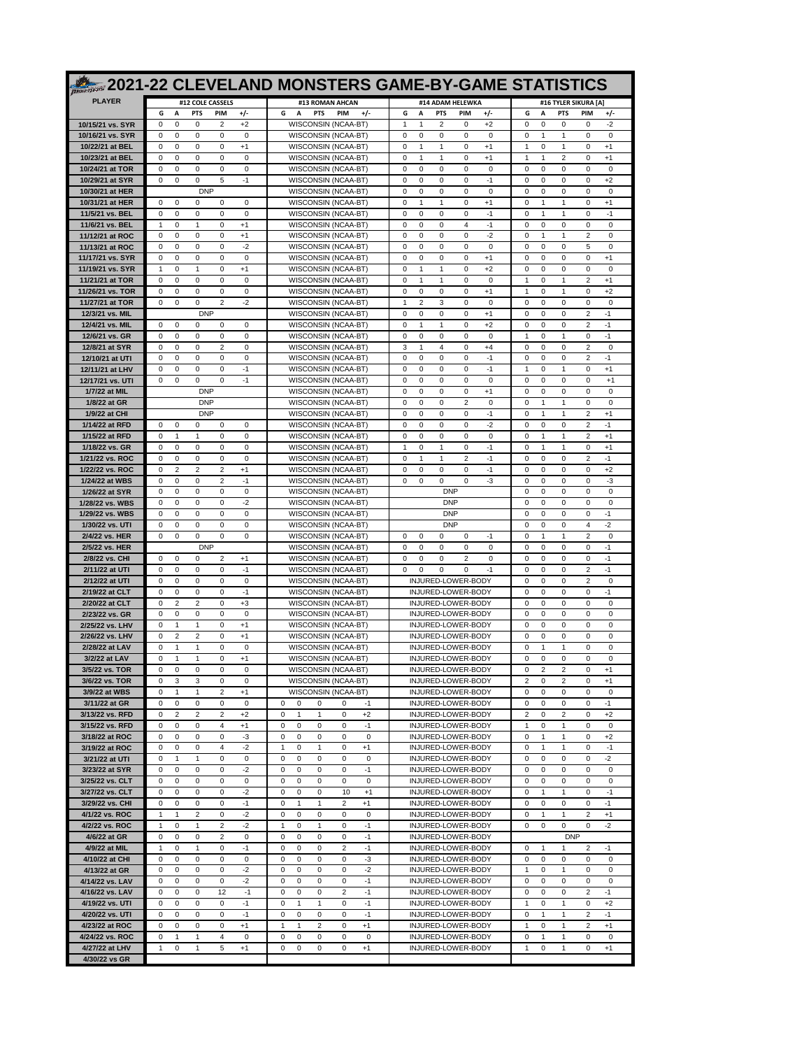# 2021-22 CLEVELAND MONSTERS GAME-BY-GAME STATISTICS

| PLAYER | #12 COLE CASSELS | | | | | #13 ROMAN AHCAN | | | | | #14 ADAM HELEWKA | | | | | #16 TYLER SIKURA [A] | | | | |
|---|---|---|---|---|---|---|---|---|---|---|---|---|---|---|---|---|---|---|---|---|
| | G | A | PTS | PIM | +/- | G | A | PTS | PIM | +/- | G | A | PTS | PIM | +/- | G | A | PTS | PIM | +/- |
| 10/15/21 vs. SYR | 0 | 0 | 0 | 2 | +2 | WISCONSIN (NCAA-BT) | | | | | 1 | 1 | 2 | 0 | +2 | 0 | 0 | 0 | 0 | -2 |
| 10/16/21 vs. SYR | 0 | 0 | 0 | 0 | 0 | WISCONSIN (NCAA-BT) | | | | | 0 | 0 | 0 | 0 | 0 | 0 | 1 | 1 | 0 | 0 |
| 10/22/21 at BEL | 0 | 0 | 0 | 0 | +1 | WISCONSIN (NCAA-BT) | | | | | 0 | 1 | 1 | 0 | +1 | 1 | 0 | 1 | 0 | +1 |
| 10/23/21 at BEL | 0 | 0 | 0 | 0 | 0 | WISCONSIN (NCAA-BT) | | | | | 0 | 1 | 1 | 0 | +1 | 1 | 1 | 2 | 0 | +1 |
| 10/24/21 at TOR | 0 | 0 | 0 | 0 | 0 | WISCONSIN (NCAA-BT) | | | | | 0 | 0 | 0 | 0 | 0 | 0 | 0 | 0 | 0 | 0 |
| 10/29/21 at SYR | 0 | 0 | 0 | 5 | -1 | WISCONSIN (NCAA-BT) | | | | | 0 | 0 | 0 | 0 | -1 | 0 | 0 | 0 | 0 | +2 |
| 10/30/21 at HER | DNP | | | | | WISCONSIN (NCAA-BT) | | | | | 0 | 0 | 0 | 0 | 0 | 0 | 0 | 0 | 0 | 0 |
| 10/31/21 at HER | 0 | 0 | 0 | 0 | 0 | WISCONSIN (NCAA-BT) | | | | | 0 | 1 | 1 | 0 | +1 | 0 | 1 | 1 | 0 | +1 |
| 11/5/21 vs. BEL | 0 | 0 | 0 | 0 | 0 | WISCONSIN (NCAA-BT) | | | | | 0 | 0 | 0 | 0 | -1 | 0 | 1 | 1 | 0 | -1 |
| 11/6/21 vs. BEL | 1 | 0 | 1 | 0 | +1 | WISCONSIN (NCAA-BT) | | | | | 0 | 0 | 0 | 4 | -1 | 0 | 0 | 0 | 0 | 0 |
| 11/12/21 at ROC | 0 | 0 | 0 | 0 | +1 | WISCONSIN (NCAA-BT) | | | | | 0 | 0 | 0 | 0 | -2 | 0 | 1 | 1 | 2 | 0 |
| 11/13/21 at ROC | 0 | 0 | 0 | 0 | -2 | WISCONSIN (NCAA-BT) | | | | | 0 | 0 | 0 | 0 | 0 | 0 | 0 | 0 | 5 | 0 |
| 11/17/21 vs. SYR | 0 | 0 | 0 | 0 | 0 | WISCONSIN (NCAA-BT) | | | | | 0 | 0 | 0 | 0 | +1 | 0 | 0 | 0 | 0 | +1 |
| 11/19/21 vs. SYR | 1 | 0 | 1 | 0 | +1 | WISCONSIN (NCAA-BT) | | | | | 0 | 1 | 1 | 0 | +2 | 0 | 0 | 0 | 0 | 0 |
| 11/21/21 at TOR | 0 | 0 | 0 | 0 | 0 | WISCONSIN (NCAA-BT) | | | | | 0 | 1 | 1 | 0 | 0 | 1 | 0 | 1 | 2 | +1 |
| 11/26/21 vs. TOR | 0 | 0 | 0 | 0 | 0 | WISCONSIN (NCAA-BT) | | | | | 0 | 0 | 0 | 0 | +1 | 1 | 0 | 1 | 0 | +2 |
| 11/27/21 at TOR | 0 | 0 | 0 | 2 | -2 | WISCONSIN (NCAA-BT) | | | | | 1 | 2 | 3 | 0 | 0 | 0 | 0 | 0 | 0 | 0 |
| 12/3/21 vs. MIL | DNP | | | | | WISCONSIN (NCAA-BT) | | | | | 0 | 0 | 0 | 0 | +1 | 0 | 0 | 0 | 2 | -1 |
| 12/4/21 vs. MIL | 0 | 0 | 0 | 0 | 0 | WISCONSIN (NCAA-BT) | | | | | 0 | 1 | 1 | 0 | +2 | 0 | 0 | 0 | 2 | -1 |
| 12/6/21 vs. GR | 0 | 0 | 0 | 0 | 0 | WISCONSIN (NCAA-BT) | | | | | 0 | 0 | 0 | 0 | 0 | 1 | 0 | 1 | 0 | -1 |
| 12/8/21 at SYR | 0 | 0 | 0 | 2 | 0 | WISCONSIN (NCAA-BT) | | | | | 3 | 1 | 4 | 0 | +4 | 0 | 0 | 0 | 2 | 0 |
| 12/10/21 at UTI | 0 | 0 | 0 | 0 | 0 | WISCONSIN (NCAA-BT) | | | | | 0 | 0 | 0 | 0 | -1 | 0 | 0 | 0 | 2 | -1 |
| 12/11/21 at LHV | 0 | 0 | 0 | 0 | -1 | WISCONSIN (NCAA-BT) | | | | | 0 | 0 | 0 | 0 | -1 | 1 | 0 | 1 | 0 | +1 |
| 12/17/21 vs. UTI | 0 | 0 | 0 | 0 | -1 | WISCONSIN (NCAA-BT) | | | | | 0 | 0 | 0 | 0 | 0 | 0 | 0 | 0 | 0 | +1 |
| 1/7/22 at MIL | DNP | | | | | WISCONSIN (NCAA-BT) | | | | | 0 | 0 | 0 | 0 | +1 | 0 | 0 | 0 | 0 | 0 |
| 1/8/22 at GR | DNP | | | | | WISCONSIN (NCAA-BT) | | | | | 0 | 0 | 0 | 2 | 0 | 0 | 1 | 1 | 0 | 0 |
| 1/9/22 at CHI | DNP | | | | | WISCONSIN (NCAA-BT) | | | | | 0 | 0 | 0 | 0 | -1 | 0 | 1 | 1 | 2 | +1 |
| 1/14/22 at RFD | 0 | 0 | 0 | 0 | 0 | WISCONSIN (NCAA-BT) | | | | | 0 | 0 | 0 | 0 | -2 | 0 | 0 | 0 | 2 | -1 |
| 1/15/22 at RFD | 0 | 1 | 1 | 0 | 0 | WISCONSIN (NCAA-BT) | | | | | 0 | 0 | 0 | 0 | 0 | 0 | 1 | 1 | 2 | +1 |
| 1/18/22 vs. GR | 0 | 0 | 0 | 0 | 0 | WISCONSIN (NCAA-BT) | | | | | 1 | 0 | 1 | 0 | -1 | 0 | 1 | 1 | 0 | +1 |
| 1/21/22 vs. ROC | 0 | 0 | 0 | 0 | 0 | WISCONSIN (NCAA-BT) | | | | | 0 | 1 | 1 | 2 | -1 | 0 | 0 | 0 | 2 | -1 |
| 1/22/22 vs. ROC | 0 | 2 | 2 | 2 | +1 | WISCONSIN (NCAA-BT) | | | | | 0 | 0 | 0 | 0 | -1 | 0 | 0 | 0 | 0 | +2 |
| 1/24/22 at WBS | 0 | 0 | 0 | 2 | -1 | WISCONSIN (NCAA-BT) | | | | | 0 | 0 | 0 | 0 | -3 | 0 | 0 | 0 | 0 | -3 |
| 1/26/22 at SYR | 0 | 0 | 0 | 0 | 0 | WISCONSIN (NCAA-BT) | | | | | DNP | | | | | 0 | 0 | 0 | 0 | 0 |
| 1/28/22 vs. WBS | 0 | 0 | 0 | 0 | -2 | WISCONSIN (NCAA-BT) | | | | | DNP | | | | | 0 | 0 | 0 | 0 | 0 |
| 1/29/22 vs. WBS | 0 | 0 | 0 | 0 | 0 | WISCONSIN (NCAA-BT) | | | | | DNP | | | | | 0 | 0 | 0 | 0 | -1 |
| 1/30/22 vs. UTI | 0 | 0 | 0 | 0 | 0 | WISCONSIN (NCAA-BT) | | | | | DNP | | | | | 0 | 0 | 0 | 4 | -2 |
| 2/4/22 vs. HER | 0 | 0 | 0 | 0 | 0 | WISCONSIN (NCAA-BT) | | | | | 0 | 0 | 0 | 0 | -1 | 0 | 1 | 1 | 2 | 0 |
| 2/5/22 vs. HER | DNP | | | | | WISCONSIN (NCAA-BT) | | | | | 0 | 0 | 0 | 0 | 0 | 0 | 0 | 0 | 0 | -1 |
| 2/8/22 vs. CHI | 0 | 0 | 0 | 2 | +1 | WISCONSIN (NCAA-BT) | | | | | 0 | 0 | 0 | 2 | 0 | 0 | 0 | 0 | 0 | -1 |
| 2/11/22 at UTI | 0 | 0 | 0 | 0 | -1 | WISCONSIN (NCAA-BT) | | | | | 0 | 0 | 0 | 0 | -1 | 0 | 0 | 0 | 2 | -1 |
| 2/12/22 at UTI | 0 | 0 | 0 | 0 | 0 | WISCONSIN (NCAA-BT) | | | | | INJURED-LOWER-BODY | | | | | 0 | 0 | 0 | 2 | 0 |
| 2/19/22 at CLT | 0 | 0 | 0 | 0 | -1 | WISCONSIN (NCAA-BT) | | | | | INJURED-LOWER-BODY | | | | | 0 | 0 | 0 | 0 | -1 |
| 2/20/22 at CLT | 0 | 2 | 2 | 0 | +3 | WISCONSIN (NCAA-BT) | | | | | INJURED-LOWER-BODY | | | | | 0 | 0 | 0 | 0 | 0 |
| 2/23/22 vs. GR | 0 | 0 | 0 | 0 | 0 | WISCONSIN (NCAA-BT) | | | | | INJURED-LOWER-BODY | | | | | 0 | 0 | 0 | 0 | 0 |
| 2/25/22 vs. LHV | 0 | 1 | 1 | 0 | +1 | WISCONSIN (NCAA-BT) | | | | | INJURED-LOWER-BODY | | | | | 0 | 0 | 0 | 0 | 0 |
| 2/26/22 vs. LHV | 0 | 2 | 2 | 0 | +1 | WISCONSIN (NCAA-BT) | | | | | INJURED-LOWER-BODY | | | | | 0 | 0 | 0 | 0 | 0 |
| 2/28/22 at LAV | 0 | 1 | 1 | 0 | 0 | WISCONSIN (NCAA-BT) | | | | | INJURED-LOWER-BODY | | | | | 0 | 1 | 1 | 0 | 0 |
| 3/2/22 at LAV | 0 | 1 | 1 | 0 | +1 | WISCONSIN (NCAA-BT) | | | | | INJURED-LOWER-BODY | | | | | 0 | 0 | 0 | 0 | 0 |
| 3/5/22 vs. TOR | 0 | 0 | 0 | 0 | 0 | WISCONSIN (NCAA-BT) | | | | | INJURED-LOWER-BODY | | | | | 0 | 2 | 2 | 0 | +1 |
| 3/6/22 vs. TOR | 0 | 3 | 3 | 0 | 0 | WISCONSIN (NCAA-BT) | | | | | INJURED-LOWER-BODY | | | | | 2 | 0 | 2 | 0 | +1 |
| 3/9/22 at WBS | 0 | 1 | 1 | 2 | +1 | WISCONSIN (NCAA-BT) | | | | | INJURED-LOWER-BODY | | | | | 0 | 0 | 0 | 0 | 0 |
| 3/11/22 at GR | 0 | 0 | 0 | 0 | 0 | 0 | 0 | 0 | 0 | -1 | INJURED-LOWER-BODY | | | | | 0 | 0 | 0 | 0 | -1 |
| 3/13/22 vs. RFD | 0 | 2 | 2 | 2 | +2 | 0 | 1 | 1 | 0 | +2 | INJURED-LOWER-BODY | | | | | 2 | 0 | 2 | 0 | +2 |
| 3/15/22 vs. RFD | 0 | 0 | 0 | 4 | +1 | 0 | 0 | 0 | 0 | -1 | INJURED-LOWER-BODY | | | | | 1 | 0 | 1 | 0 | 0 |
| 3/18/22 at ROC | 0 | 0 | 0 | 0 | -3 | 0 | 0 | 0 | 0 | 0 | INJURED-LOWER-BODY | | | | | 0 | 1 | 1 | 0 | +2 |
| 3/19/22 at ROC | 0 | 0 | 0 | 4 | -2 | 1 | 0 | 1 | 0 | +1 | INJURED-LOWER-BODY | | | | | 0 | 1 | 1 | 0 | -1 |
| 3/21/22 at UTI | 0 | 1 | 1 | 0 | 0 | 0 | 0 | 0 | 0 | 0 | INJURED-LOWER-BODY | | | | | 0 | 0 | 0 | 0 | -2 |
| 3/23/22 at SYR | 0 | 0 | 0 | 0 | -2 | 0 | 0 | 0 | 0 | -1 | INJURED-LOWER-BODY | | | | | 0 | 0 | 0 | 0 | 0 |
| 3/25/22 vs. CLT | 0 | 0 | 0 | 0 | 0 | 0 | 0 | 0 | 0 | 0 | INJURED-LOWER-BODY | | | | | 0 | 0 | 0 | 0 | 0 |
| 3/27/22 vs. CLT | 0 | 0 | 0 | 0 | -2 | 0 | 0 | 0 | 10 | +1 | INJURED-LOWER-BODY | | | | | 0 | 1 | 1 | 0 | -1 |
| 3/29/22 vs. CHI | 0 | 0 | 0 | 0 | -1 | 0 | 1 | 1 | 2 | +1 | INJURED-LOWER-BODY | | | | | 0 | 0 | 0 | 0 | -1 |
| 4/1/22 vs. ROC | 1 | 1 | 2 | 0 | -2 | 0 | 0 | 0 | 0 | 0 | INJURED-LOWER-BODY | | | | | 0 | 1 | 1 | 2 | +1 |
| 4/2/22 vs. ROC | 1 | 0 | 1 | 2 | -2 | 1 | 0 | 1 | 0 | -1 | INJURED-LOWER-BODY | | | | | 0 | 0 | 0 | 0 | -2 |
| 4/6/22 at GR | 0 | 0 | 0 | 2 | 0 | 0 | 0 | 0 | 0 | -1 | INJURED-LOWER-BODY | | | | | DNP | | | | |
| 4/9/22 at MIL | 1 | 0 | 1 | 0 | -1 | 0 | 0 | 0 | 2 | -1 | INJURED-LOWER-BODY | | | | | 0 | 1 | 1 | 2 | -1 |
| 4/10/22 at CHI | 0 | 0 | 0 | 0 | 0 | 0 | 0 | 0 | 0 | -3 | INJURED-LOWER-BODY | | | | | 0 | 0 | 0 | 0 | 0 |
| 4/13/22 at GR | 0 | 0 | 0 | 0 | -2 | 0 | 0 | 0 | 0 | -2 | INJURED-LOWER-BODY | | | | | 1 | 0 | 1 | 0 | 0 |
| 4/14/22 vs. LAV | 0 | 0 | 0 | 0 | -2 | 0 | 0 | 0 | 0 | -1 | INJURED-LOWER-BODY | | | | | 0 | 0 | 0 | 0 | 0 |
| 4/16/22 vs. LAV | 0 | 0 | 0 | 12 | -1 | 0 | 0 | 0 | 2 | -1 | INJURED-LOWER-BODY | | | | | 0 | 0 | 0 | 2 | -1 |
| 4/19/22 vs. UTI | 0 | 0 | 0 | 0 | -1 | 0 | 1 | 1 | 0 | -1 | INJURED-LOWER-BODY | | | | | 1 | 0 | 1 | 0 | +2 |
| 4/20/22 vs. UTI | 0 | 0 | 0 | 0 | -1 | 0 | 0 | 0 | 0 | -1 | INJURED-LOWER-BODY | | | | | 0 | 1 | 1 | 2 | -1 |
| 4/23/22 at ROC | 0 | 0 | 0 | 0 | +1 | 1 | 1 | 2 | 0 | +1 | INJURED-LOWER-BODY | | | | | 1 | 0 | 1 | 2 | +1 |
| 4/24/22 vs. ROC | 0 | 1 | 1 | 4 | 0 | 0 | 0 | 0 | 0 | 0 | INJURED-LOWER-BODY | | | | | 0 | 1 | 1 | 0 | 0 |
| 4/27/22 at LHV | 1 | 0 | 1 | 5 | +1 | 0 | 0 | 0 | 0 | +1 | INJURED-LOWER-BODY | | | | | 1 | 0 | 1 | 0 | +1 |
| 4/30/22 vs GR | | | | | | | | | | | | | | | | | | | | |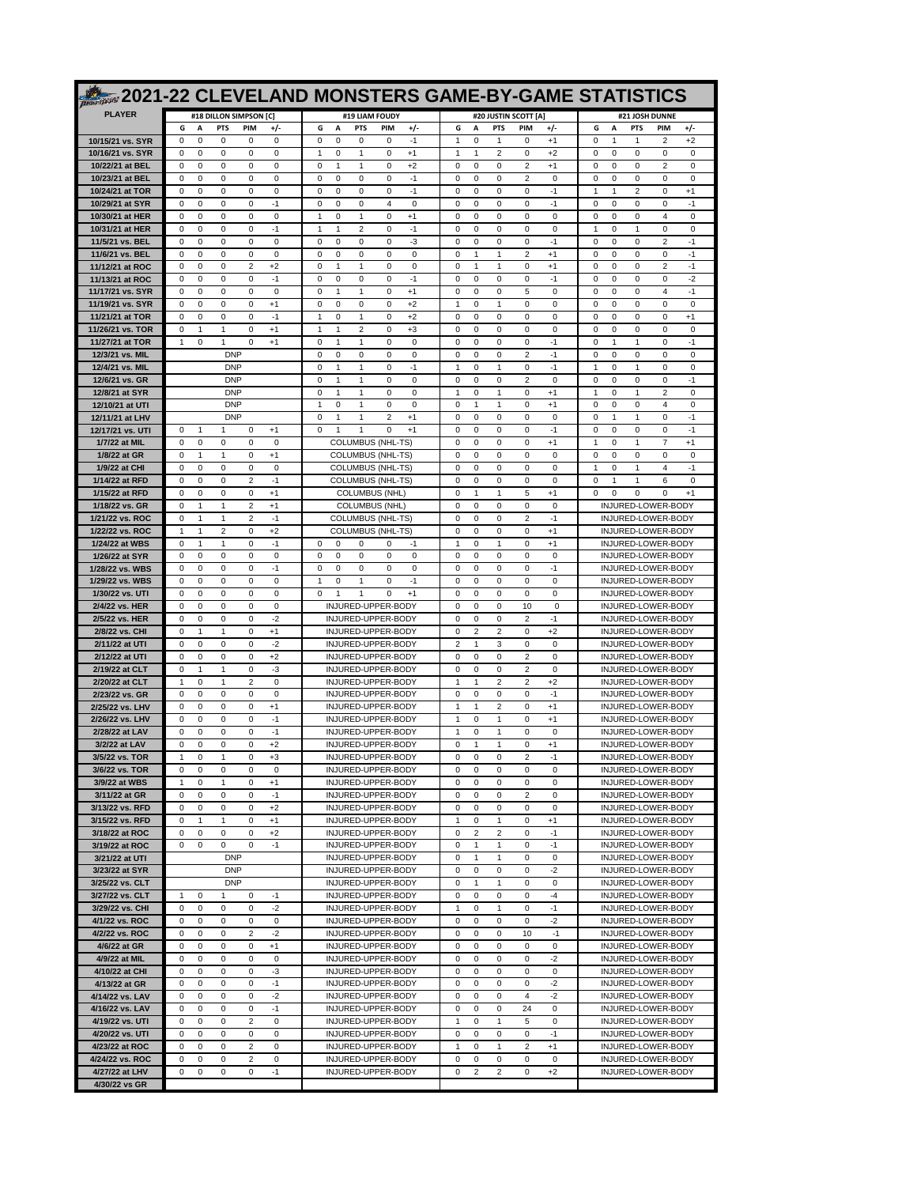# 2021-22 CLEVELAND MONSTERS GAME-BY-GAME STATISTICS

| PLAYER | #18 DILLON SIMPSON [C] | | | | | #19 LIAM FOUDY | | | | | #20 JUSTIN SCOTT [A] | | | | | #21 JOSH DUNNE | | | | |
|---|---|---|---|---|---|---|---|---|---|---|---|---|---|---|---|---|---|---|---|---|
| | G | A | PTS | PIM | +/- | G | A | PTS | PIM | +/- | G | A | PTS | PIM | +/- | G | A | PTS | PIM | +/- |
| 10/15/21 vs. SYR | 0 | 0 | 0 | 0 | 0 | 0 | 0 | 0 | 0 | -1 | 1 | 0 | 1 | 0 | +1 | 0 | 1 | 1 | 2 | +2 |
| 10/16/21 vs. SYR | 0 | 0 | 0 | 0 | 0 | 1 | 0 | 1 | 0 | +1 | 1 | 1 | 2 | 0 | +2 | 0 | 0 | 0 | 0 | 0 |
| 10/22/21 at BEL | 0 | 0 | 0 | 0 | 0 | 0 | 1 | 1 | 0 | +2 | 0 | 0 | 0 | 2 | +1 | 0 | 0 | 0 | 2 | 0 |
| 10/23/21 at BEL | 0 | 0 | 0 | 0 | 0 | 0 | 0 | 0 | 0 | -1 | 0 | 0 | 0 | 2 | 0 | 0 | 0 | 0 | 0 | 0 |
| 10/24/21 at TOR | 0 | 0 | 0 | 0 | 0 | 0 | 0 | 0 | 0 | -1 | 0 | 0 | 0 | 0 | -1 | 1 | 1 | 2 | 0 | +1 |
| 10/29/21 at SYR | 0 | 0 | 0 | 0 | -1 | 0 | 0 | 0 | 4 | 0 | 0 | 0 | 0 | 0 | -1 | 0 | 0 | 0 | 0 | -1 |
| 10/30/21 at HER | 0 | 0 | 0 | 0 | 0 | 1 | 0 | 1 | 0 | +1 | 0 | 0 | 0 | 0 | 0 | 0 | 0 | 0 | 4 | 0 |
| 10/31/21 at HER | 0 | 0 | 0 | 0 | -1 | 1 | 1 | 2 | 0 | -1 | 0 | 0 | 0 | 0 | 0 | 1 | 0 | 1 | 0 | 0 |
| 11/5/21 vs. BEL | 0 | 0 | 0 | 0 | 0 | 0 | 0 | 0 | 0 | -3 | 0 | 0 | 0 | 0 | -1 | 0 | 0 | 0 | 2 | -1 |
| 11/6/21 vs. BEL | 0 | 0 | 0 | 0 | 0 | 0 | 0 | 0 | 0 | 0 | 0 | 1 | 1 | 2 | +1 | 0 | 0 | 0 | 0 | -1 |
| 11/12/21 at ROC | 0 | 0 | 0 | 2 | +2 | 0 | 1 | 1 | 0 | 0 | 0 | 1 | 1 | 0 | +1 | 0 | 0 | 0 | 2 | -1 |
| 11/13/21 at ROC | 0 | 0 | 0 | 0 | -1 | 0 | 0 | 0 | 0 | -1 | 0 | 0 | 0 | 0 | -1 | 0 | 0 | 0 | 0 | -2 |
| 11/17/21 vs. SYR | 0 | 0 | 0 | 0 | 0 | 0 | 1 | 1 | 0 | +1 | 0 | 0 | 0 | 5 | 0 | 0 | 0 | 0 | 4 | -1 |
| 11/19/21 vs. SYR | 0 | 0 | 0 | 0 | +1 | 0 | 0 | 0 | 0 | +2 | 1 | 0 | 1 | 0 | 0 | 0 | 0 | 0 | 0 | 0 |
| 11/21/21 at TOR | 0 | 0 | 0 | 0 | -1 | 1 | 0 | 1 | 0 | +2 | 0 | 0 | 0 | 0 | 0 | 0 | 0 | 0 | 0 | +1 |
| 11/26/21 vs. TOR | 0 | 1 | 1 | 0 | +1 | 1 | 1 | 2 | 0 | +3 | 0 | 0 | 0 | 0 | 0 | 0 | 0 | 0 | 0 | 0 |
| 11/27/21 at TOR | 1 | 0 | 1 | 0 | +1 | 0 | 1 | 1 | 0 | 0 | 0 | 0 | 0 | 0 | -1 | 0 | 1 | 1 | 0 | -1 |
| 12/3/21 vs. MIL | DNP | | | | | 0 | 0 | 0 | 0 | 0 | 0 | 0 | 0 | 2 | -1 | 0 | 0 | 0 | 0 | 0 |
| 12/4/21 vs. MIL | DNP | | | | | 0 | 1 | 1 | 0 | -1 | 1 | 0 | 1 | 0 | -1 | 1 | 0 | 1 | 0 | 0 |
| 12/6/21 vs. GR | DNP | | | | | 0 | 1 | 1 | 0 | 0 | 0 | 0 | 0 | 2 | 0 | 0 | 0 | 0 | 0 | -1 |
| 12/8/21 at SYR | DNP | | | | | 0 | 1 | 1 | 0 | 0 | 1 | 0 | 1 | 0 | +1 | 1 | 0 | 1 | 2 | 0 |
| 12/10/21 at UTI | DNP | | | | | 1 | 0 | 1 | 0 | 0 | 0 | 1 | 1 | 0 | +1 | 0 | 0 | 0 | 4 | 0 |
| 12/11/21 at LHV | DNP | | | | | 0 | 1 | 1 | 2 | +1 | 0 | 0 | 0 | 0 | 0 | 0 | 1 | 1 | 0 | -1 |
| 12/17/21 vs. UTI | 0 | 1 | 1 | 0 | +1 | 0 | 1 | 1 | 0 | +1 | 0 | 0 | 0 | 0 | -1 | 0 | 0 | 0 | 0 | -1 |
| 1/7/22 at MIL | 0 | 0 | 0 | 0 | 0 | COLUMBUS (NHL-TS) | | | | | 0 | 0 | 0 | 0 | +1 | 1 | 0 | 1 | 7 | +1 |
| 1/8/22 at GR | 0 | 1 | 1 | 0 | +1 | COLUMBUS (NHL-TS) | | | | | 0 | 0 | 0 | 0 | 0 | 0 | 0 | 0 | 0 | 0 |
| 1/9/22 at CHI | 0 | 0 | 0 | 0 | 0 | COLUMBUS (NHL-TS) | | | | | 0 | 0 | 0 | 0 | 0 | 1 | 0 | 1 | 4 | -1 |
| 1/14/22 at RFD | 0 | 0 | 0 | 2 | -1 | COLUMBUS (NHL-TS) | | | | | 0 | 0 | 0 | 0 | 0 | 0 | 1 | 1 | 6 | 0 |
| 1/15/22 at RFD | 0 | 0 | 0 | 0 | +1 | COLUMBUS (NHL) | | | | | 0 | 1 | 1 | 5 | +1 | 0 | 0 | 0 | 0 | +1 |
| 1/18/22 vs. GR | 0 | 1 | 1 | 2 | +1 | COLUMBUS (NHL) | | | | | 0 | 0 | 0 | 0 | 0 | INJURED-LOWER-BODY | | | | |
| 1/21/22 vs. ROC | 0 | 1 | 1 | 2 | -1 | COLUMBUS (NHL-TS) | | | | | 0 | 0 | 0 | 2 | -1 | INJURED-LOWER-BODY | | | | |
| 1/22/22 vs. ROC | 1 | 1 | 2 | 0 | +2 | COLUMBUS (NHL-TS) | | | | | 0 | 0 | 0 | 0 | +1 | INJURED-LOWER-BODY | | | | |
| 1/24/22 at WBS | 0 | 1 | 1 | 0 | -1 | 0 | 0 | 0 | 0 | -1 | 1 | 0 | 1 | 0 | +1 | INJURED-LOWER-BODY | | | | |
| 1/26/22 at SYR | 0 | 0 | 0 | 0 | 0 | 0 | 0 | 0 | 0 | 0 | 0 | 0 | 0 | 0 | 0 | INJURED-LOWER-BODY | | | | |
| 1/28/22 vs. WBS | 0 | 0 | 0 | 0 | -1 | 0 | 0 | 0 | 0 | 0 | 0 | 0 | 0 | 0 | -1 | INJURED-LOWER-BODY | | | | |
| 1/29/22 vs. WBS | 0 | 0 | 0 | 0 | 0 | 1 | 0 | 1 | 0 | -1 | 0 | 0 | 0 | 0 | 0 | INJURED-LOWER-BODY | | | | |
| 1/30/22 vs. UTI | 0 | 0 | 0 | 0 | 0 | 0 | 1 | 1 | 0 | +1 | 0 | 0 | 0 | 0 | 0 | INJURED-LOWER-BODY | | | | |
| 2/4/22 vs. HER | 0 | 0 | 0 | 0 | 0 | INJURED-UPPER-BODY | | | | | 0 | 0 | 0 | 10 | 0 | INJURED-LOWER-BODY | | | | |
| 2/5/22 vs. HER | 0 | 0 | 0 | 0 | -2 | INJURED-UPPER-BODY | | | | | 0 | 0 | 0 | 2 | -1 | INJURED-LOWER-BODY | | | | |
| 2/8/22 vs. CHI | 0 | 1 | 1 | 0 | +1 | INJURED-UPPER-BODY | | | | | 0 | 2 | 2 | 0 | +2 | INJURED-LOWER-BODY | | | | |
| 2/11/22 at UTI | 0 | 0 | 0 | 0 | -2 | INJURED-UPPER-BODY | | | | | 2 | 1 | 3 | 0 | 0 | INJURED-LOWER-BODY | | | | |
| 2/12/22 at UTI | 0 | 0 | 0 | 0 | +2 | INJURED-UPPER-BODY | | | | | 0 | 0 | 0 | 2 | 0 | INJURED-LOWER-BODY | | | | |
| 2/19/22 at CLT | 0 | 1 | 1 | 0 | -3 | INJURED-UPPER-BODY | | | | | 0 | 0 | 0 | 2 | 0 | INJURED-LOWER-BODY | | | | |
| 2/20/22 at CLT | 1 | 0 | 1 | 2 | 0 | INJURED-UPPER-BODY | | | | | 1 | 1 | 2 | 2 | +2 | INJURED-LOWER-BODY | | | | |
| 2/23/22 vs. GR | 0 | 0 | 0 | 0 | 0 | INJURED-UPPER-BODY | | | | | 0 | 0 | 0 | 0 | -1 | INJURED-LOWER-BODY | | | | |
| 2/25/22 vs. LHV | 0 | 0 | 0 | 0 | +1 | INJURED-UPPER-BODY | | | | | 1 | 1 | 2 | 0 | +1 | INJURED-LOWER-BODY | | | | |
| 2/26/22 vs. LHV | 0 | 0 | 0 | 0 | -1 | INJURED-UPPER-BODY | | | | | 1 | 0 | 1 | 0 | +1 | INJURED-LOWER-BODY | | | | |
| 2/28/22 at LAV | 0 | 0 | 0 | 0 | -1 | INJURED-UPPER-BODY | | | | | 1 | 0 | 1 | 0 | 0 | INJURED-LOWER-BODY | | | | |
| 3/2/22 at LAV | 0 | 0 | 0 | 0 | +2 | INJURED-UPPER-BODY | | | | | 0 | 1 | 1 | 0 | +1 | INJURED-LOWER-BODY | | | | |
| 3/5/22 vs. TOR | 1 | 0 | 1 | 0 | +3 | INJURED-UPPER-BODY | | | | | 0 | 0 | 0 | 2 | -1 | INJURED-LOWER-BODY | | | | |
| 3/6/22 vs. TOR | 0 | 0 | 0 | 0 | 0 | INJURED-UPPER-BODY | | | | | 0 | 0 | 0 | 0 | 0 | INJURED-LOWER-BODY | | | | |
| 3/9/22 at WBS | 1 | 0 | 1 | 0 | +1 | INJURED-UPPER-BODY | | | | | 0 | 0 | 0 | 0 | 0 | INJURED-LOWER-BODY | | | | |
| 3/11/22 at GR | 0 | 0 | 0 | 0 | -1 | INJURED-UPPER-BODY | | | | | 0 | 0 | 0 | 2 | 0 | INJURED-LOWER-BODY | | | | |
| 3/13/22 vs. RFD | 0 | 0 | 0 | 0 | +2 | INJURED-UPPER-BODY | | | | | 0 | 0 | 0 | 0 | 0 | INJURED-LOWER-BODY | | | | |
| 3/15/22 vs. RFD | 0 | 1 | 1 | 0 | +1 | INJURED-UPPER-BODY | | | | | 1 | 0 | 1 | 0 | +1 | INJURED-LOWER-BODY | | | | |
| 3/18/22 at ROC | 0 | 0 | 0 | 0 | +2 | INJURED-UPPER-BODY | | | | | 0 | 2 | 2 | 0 | -1 | INJURED-LOWER-BODY | | | | |
| 3/19/22 at ROC | 0 | 0 | 0 | 0 | -1 | INJURED-UPPER-BODY | | | | | 0 | 1 | 1 | 0 | -1 | INJURED-LOWER-BODY | | | | |
| 3/21/22 at UTI | DNP | | | | | INJURED-UPPER-BODY | | | | | 0 | 1 | 1 | 0 | 0 | INJURED-LOWER-BODY | | | | |
| 3/23/22 at SYR | DNP | | | | | INJURED-UPPER-BODY | | | | | 0 | 0 | 0 | 0 | -2 | INJURED-LOWER-BODY | | | | |
| 3/25/22 vs. CLT | DNP | | | | | INJURED-UPPER-BODY | | | | | 0 | 1 | 1 | 0 | 0 | INJURED-LOWER-BODY | | | | |
| 3/27/22 vs. CLT | 1 | 0 | 1 | 0 | -1 | INJURED-UPPER-BODY | | | | | 0 | 0 | 0 | 0 | -4 | INJURED-LOWER-BODY | | | | |
| 3/29/22 vs. CHI | 0 | 0 | 0 | 0 | -2 | INJURED-UPPER-BODY | | | | | 1 | 0 | 1 | 0 | -1 | INJURED-LOWER-BODY | | | | |
| 4/1/22 vs. ROC | 0 | 0 | 0 | 0 | 0 | INJURED-UPPER-BODY | | | | | 0 | 0 | 0 | 0 | -2 | INJURED-LOWER-BODY | | | | |
| 4/2/22 vs. ROC | 0 | 0 | 0 | 2 | -2 | INJURED-UPPER-BODY | | | | | 0 | 0 | 0 | 10 | -1 | INJURED-LOWER-BODY | | | | |
| 4/6/22 at GR | 0 | 0 | 0 | 0 | +1 | INJURED-UPPER-BODY | | | | | 0 | 0 | 0 | 0 | 0 | INJURED-LOWER-BODY | | | | |
| 4/9/22 at MIL | 0 | 0 | 0 | 0 | 0 | INJURED-UPPER-BODY | | | | | 0 | 0 | 0 | 0 | -2 | INJURED-LOWER-BODY | | | | |
| 4/10/22 at CHI | 0 | 0 | 0 | 0 | -3 | INJURED-UPPER-BODY | | | | | 0 | 0 | 0 | 0 | 0 | INJURED-LOWER-BODY | | | | |
| 4/13/22 at GR | 0 | 0 | 0 | 0 | -1 | INJURED-UPPER-BODY | | | | | 0 | 0 | 0 | 0 | -2 | INJURED-LOWER-BODY | | | | |
| 4/14/22 vs. LAV | 0 | 0 | 0 | 0 | -2 | INJURED-UPPER-BODY | | | | | 0 | 0 | 0 | 4 | -2 | INJURED-LOWER-BODY | | | | |
| 4/16/22 vs. LAV | 0 | 0 | 0 | 0 | -1 | INJURED-UPPER-BODY | | | | | 0 | 0 | 0 | 24 | 0 | INJURED-LOWER-BODY | | | | |
| 4/19/22 vs. UTI | 0 | 0 | 0 | 2 | 0 | INJURED-UPPER-BODY | | | | | 1 | 0 | 1 | 5 | 0 | INJURED-LOWER-BODY | | | | |
| 4/20/22 vs. UTI | 0 | 0 | 0 | 0 | 0 | INJURED-UPPER-BODY | | | | | 0 | 0 | 0 | 0 | -1 | INJURED-LOWER-BODY | | | | |
| 4/23/22 at ROC | 0 | 0 | 0 | 2 | 0 | INJURED-UPPER-BODY | | | | | 1 | 0 | 1 | 2 | +1 | INJURED-LOWER-BODY | | | | |
| 4/24/22 vs. ROC | 0 | 0 | 0 | 2 | 0 | INJURED-UPPER-BODY | | | | | 0 | 0 | 0 | 0 | 0 | INJURED-LOWER-BODY | | | | |
| 4/27/22 at LHV | 0 | 0 | 0 | 0 | -1 | INJURED-UPPER-BODY | | | | | 0 | 2 | 2 | 0 | +2 | INJURED-LOWER-BODY | | | | |
| 4/30/22 vs GR | | | | | | | | | | | | | | | | | | | | |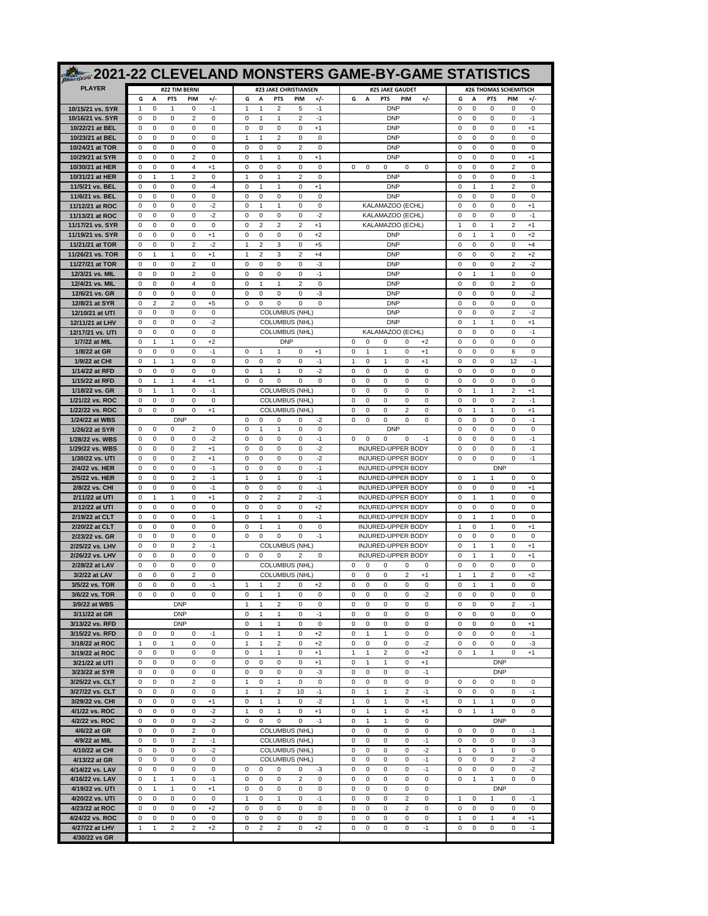# 2021-22 CLEVELAND MONSTERS GAME-BY-GAME STATISTICS

| PLAYER | #22 TIM BERNI | | | | | #23 JAKE CHRISTIANSEN | | | | | #25 JAKE GAUDET | | | | | #26 THOMAS SCHEMITSCH | | | | |
|---|---|---|---|---|---|---|---|---|---|---|---|---|---|---|---|---|---|---|---|---|
| | G | A | PTS | PIM | +/- | G | A | PTS | PIM | +/- | G | A | PTS | PIM | +/- | G | A | PTS | PIM | +/- |
| 10/15/21 vs. SYR | 1 | 0 | 1 | 0 | -1 | 1 | 1 | 2 | 5 | -1 | DNP | | | | | 0 | 0 | 0 | 0 | 0 |
| 10/16/21 vs. SYR | 0 | 0 | 0 | 2 | 0 | 0 | 1 | 1 | 2 | -1 | DNP | | | | | 0 | 0 | 0 | 0 | -1 |
| 10/22/21 at BEL | 0 | 0 | 0 | 0 | 0 | 0 | 0 | 0 | 0 | +1 | DNP | | | | | 0 | 0 | 0 | 0 | +1 |
| 10/23/21 at BEL | 0 | 0 | 0 | 0 | 0 | 1 | 1 | 2 | 0 | 0 | DNP | | | | | 0 | 0 | 0 | 0 | 0 |
| 10/24/21 at TOR | 0 | 0 | 0 | 0 | 0 | 0 | 0 | 0 | 2 | 0 | DNP | | | | | 0 | 0 | 0 | 0 | 0 |
| 10/29/21 at SYR | 0 | 0 | 0 | 2 | 0 | 0 | 1 | 1 | 0 | +1 | DNP | | | | | 0 | 0 | 0 | 0 | +1 |
| 10/30/21 at HER | 0 | 0 | 0 | 4 | +1 | 0 | 0 | 0 | 0 | 0 | 0 | 0 | 0 | 0 | 0 | 0 | 0 | 0 | 2 | 0 |
| 10/31/21 at HER | 0 | 1 | 1 | 2 | 0 | 1 | 0 | 1 | 2 | 0 | DNP | | | | | 0 | 0 | 0 | 0 | -1 |
| 11/5/21 vs. BEL | 0 | 0 | 0 | 0 | -4 | 0 | 1 | 1 | 0 | +1 | DNP | | | | | 0 | 1 | 1 | 2 | 0 |
| 11/6/21 vs. BEL | 0 | 0 | 0 | 0 | 0 | 0 | 0 | 0 | 0 | 0 | DNP | | | | | 0 | 0 | 0 | 0 | 0 |
| 11/12/21 at ROC | 0 | 0 | 0 | 0 | -2 | 0 | 1 | 1 | 0 | 0 | KALAMAZOO (ECHL) | | | | | 0 | 0 | 0 | 0 | +1 |
| 11/13/21 at ROC | 0 | 0 | 0 | 0 | -2 | 0 | 0 | 0 | 0 | -2 | KALAMAZOO (ECHL) | | | | | 0 | 0 | 0 | 0 | -1 |
| 11/17/21 vs. SYR | 0 | 0 | 0 | 0 | 0 | 0 | 2 | 2 | 2 | +1 | KALAMAZOO (ECHL) | | | | | 1 | 0 | 1 | 2 | +1 |
| 11/19/21 vs. SYR | 0 | 0 | 0 | 0 | +1 | 0 | 0 | 0 | 0 | +2 | DNP | | | | | 0 | 1 | 1 | 0 | +2 |
| 11/21/21 at TOR | 0 | 0 | 0 | 2 | -2 | 1 | 2 | 3 | 0 | +5 | DNP | | | | | 0 | 0 | 0 | 0 | +4 |
| 11/26/21 vs. TOR | 0 | 1 | 1 | 0 | +1 | 1 | 2 | 3 | 2 | +4 | DNP | | | | | 0 | 0 | 0 | 2 | +2 |
| 11/27/21 at TOR | 0 | 0 | 0 | 2 | 0 | 0 | 0 | 0 | 0 | -3 | DNP | | | | | 0 | 0 | 0 | 2 | -2 |
| 12/3/21 vs. MIL | 0 | 0 | 0 | 2 | 0 | 0 | 0 | 0 | 0 | -1 | DNP | | | | | 0 | 1 | 1 | 0 | 0 |
| 12/4/21 vs. MIL | 0 | 0 | 0 | 4 | 0 | 0 | 1 | 1 | 2 | 0 | DNP | | | | | 0 | 0 | 0 | 2 | 0 |
| 12/6/21 vs. GR | 0 | 0 | 0 | 0 | 0 | 0 | 0 | 0 | 0 | -3 | DNP | | | | | 0 | 0 | 0 | 0 | -2 |
| 12/8/21 at SYR | 0 | 2 | 2 | 0 | +5 | 0 | 0 | 0 | 0 | 0 | DNP | | | | | 0 | 0 | 0 | 0 | 0 |
| 12/10/21 at UTI | 0 | 0 | 0 | 0 | 0 | COLUMBUS (NHL) | | | | | DNP | | | | | 0 | 0 | 0 | 2 | -2 |
| 12/11/21 at LHV | 0 | 0 | 0 | 0 | -2 | COLUMBUS (NHL) | | | | | DNP | | | | | 0 | 1 | 1 | 0 | +1 |
| 12/17/21 vs. UTI | 0 | 0 | 0 | 0 | 0 | COLUMBUS (NHL) | | | | | KALAMAZOO (ECHL) | | | | | 0 | 0 | 0 | 0 | -1 |
| 1/7/22 at MIL | 0 | 1 | 1 | 0 | +2 | DNP | | | | | 0 | 0 | 0 | 0 | +2 | 0 | 0 | 0 | 0 | 0 |
| 1/8/22 at GR | 0 | 0 | 0 | 0 | -1 | 0 | 1 | 1 | 0 | +1 | 0 | 1 | 1 | 0 | +1 | 0 | 0 | 0 | 6 | 0 |
| 1/9/22 at CHI | 0 | 1 | 1 | 0 | 0 | 0 | 0 | 0 | 0 | -1 | 1 | 0 | 1 | 0 | +1 | 0 | 0 | 0 | 12 | -1 |
| 1/14/22 at RFD | 0 | 0 | 0 | 0 | 0 | 0 | 1 | 1 | 0 | -2 | 0 | 0 | 0 | 0 | 0 | 0 | 0 | 0 | 0 | 0 |
| 1/15/22 at RFD | 0 | 1 | 1 | 4 | +1 | 0 | 0 | 0 | 0 | 0 | 0 | 0 | 0 | 0 | 0 | 0 | 0 | 0 | 0 | 0 |
| 1/18/22 vs. GR | 0 | 1 | 1 | 0 | -1 | COLUMBUS (NHL) | | | | | 0 | 0 | 0 | 0 | 0 | 0 | 1 | 1 | 2 | +1 |
| 1/21/22 vs. ROC | 0 | 0 | 0 | 0 | 0 | COLUMBUS (NHL) | | | | | 0 | 0 | 0 | 0 | 0 | 0 | 0 | 0 | 2 | -1 |
| 1/22/22 vs. ROC | 0 | 0 | 0 | 0 | +1 | COLUMBUS (NHL) | | | | | 0 | 0 | 0 | 2 | 0 | 0 | 1 | 1 | 0 | +1 |
| 1/24/22 at WBS | DNP | | | | | 0 | 0 | 0 | 0 | -2 | 0 | 0 | 0 | 0 | 0 | 0 | 0 | 0 | 0 | -1 |
| 1/26/22 at SYR | 0 | 0 | 0 | 2 | 0 | 0 | 1 | 1 | 0 | 0 | DNP | | | | | 0 | 0 | 0 | 0 | 0 |
| 1/28/22 vs. WBS | 0 | 0 | 0 | 0 | -2 | 0 | 0 | 0 | 0 | -1 | 0 | 0 | 0 | 0 | -1 | 0 | 0 | 0 | 0 | -1 |
| 1/29/22 vs. WBS | 0 | 0 | 0 | 2 | +1 | 0 | 0 | 0 | 0 | -2 | INJURED-UPPER BODY | | | | | 0 | 0 | 0 | 0 | -1 |
| 1/30/22 vs. UTI | 0 | 0 | 0 | 2 | +1 | 0 | 0 | 0 | 0 | -2 | INJURED-UPPER BODY | | | | | 0 | 0 | 0 | 0 | -1 |
| 2/4/22 vs. HER | 0 | 0 | 0 | 0 | -1 | 0 | 0 | 0 | 0 | -1 | INJURED-UPPER BODY | | | | | DNP | | | | |
| 2/5/22 vs. HER | 0 | 0 | 0 | 2 | -1 | 1 | 0 | 1 | 0 | -1 | INJURED-UPPER BODY | | | | | 0 | 1 | 1 | 0 | 0 |
| 2/8/22 vs. CHI | 0 | 0 | 0 | 0 | -1 | 0 | 0 | 0 | 0 | -1 | INJURED-UPPER BODY | | | | | 0 | 0 | 0 | 0 | +1 |
| 2/11/22 at UTI | 0 | 1 | 1 | 0 | +1 | 0 | 2 | 2 | 2 | -1 | INJURED-UPPER BODY | | | | | 0 | 1 | 1 | 0 | 0 |
| 2/12/22 at UTI | 0 | 0 | 0 | 0 | 0 | 0 | 0 | 0 | 0 | +2 | INJURED-UPPER BODY | | | | | 0 | 0 | 0 | 0 | 0 |
| 2/19/22 at CLT | 0 | 0 | 0 | 0 | -1 | 0 | 1 | 1 | 0 | -1 | INJURED-UPPER BODY | | | | | 0 | 1 | 1 | 0 | 0 |
| 2/20/22 at CLT | 0 | 0 | 0 | 0 | 0 | 0 | 1 | 1 | 0 | 0 | INJURED-UPPER BODY | | | | | 1 | 0 | 1 | 0 | +1 |
| 2/23/22 vs. GR | 0 | 0 | 0 | 0 | 0 | 0 | 0 | 0 | 0 | -1 | INJURED-UPPER BODY | | | | | 0 | 0 | 0 | 0 | 0 |
| 2/25/22 vs. LHV | 0 | 0 | 0 | 2 | -1 | COLUMBUS (NHL) | | | | | INJURED-UPPER BODY | | | | | 0 | 1 | 1 | 0 | +1 |
| 2/26/22 vs. LHV | 0 | 0 | 0 | 0 | 0 | 0 | 0 | 0 | 2 | 0 | INJURED-UPPER BODY | | | | | 0 | 1 | 1 | 0 | +1 |
| 2/28/22 at LAV | 0 | 0 | 0 | 0 | 0 | COLUMBUS (NHL) | | | | | 0 | 0 | 0 | 0 | 0 | 0 | 0 | 0 | 0 | 0 |
| 3/2/22 at LAV | 0 | 0 | 0 | 2 | 0 | COLUMBUS (NHL) | | | | | 0 | 0 | 0 | 2 | +1 | 1 | 1 | 2 | 0 | +2 |
| 3/5/22 vs. TOR | 0 | 0 | 0 | 0 | -1 | 1 | 1 | 2 | 0 | +2 | 0 | 0 | 0 | 0 | 0 | 0 | 1 | 1 | 0 | 0 |
| 3/6/22 vs. TOR | 0 | 0 | 0 | 0 | 0 | 0 | 1 | 1 | 0 | 0 | 0 | 0 | 0 | 0 | -2 | 0 | 0 | 0 | 0 | 0 |
| 3/9/22 at WBS | DNP | | | | | 1 | 1 | 2 | 0 | 0 | 0 | 0 | 0 | 0 | 0 | 0 | 0 | 0 | 2 | -1 |
| 3/11/22 at GR | DNP | | | | | 0 | 1 | 1 | 0 | -1 | 0 | 0 | 0 | 0 | 0 | 0 | 0 | 0 | 0 | 0 |
| 3/13/22 vs. RFD | DNP | | | | | 0 | 1 | 1 | 0 | 0 | 0 | 0 | 0 | 0 | 0 | 0 | 0 | 0 | 0 | +1 |
| 3/15/22 vs. RFD | 0 | 0 | 0 | 0 | -1 | 0 | 1 | 1 | 0 | +2 | 0 | 1 | 1 | 0 | 0 | 0 | 0 | 0 | 0 | -1 |
| 3/18/22 at ROC | 1 | 0 | 1 | 0 | 0 | 1 | 1 | 2 | 0 | +2 | 0 | 0 | 0 | 0 | -2 | 0 | 0 | 0 | 0 | -3 |
| 3/19/22 at ROC | 0 | 0 | 0 | 0 | 0 | 0 | 1 | 1 | 0 | +1 | 1 | 1 | 2 | 0 | +2 | 0 | 1 | 1 | 0 | +1 |
| 3/21/22 at UTI | 0 | 0 | 0 | 0 | 0 | 0 | 0 | 0 | 0 | +1 | 0 | 1 | 1 | 0 | +1 | DNP | | | | |
| 3/23/22 at SYR | 0 | 0 | 0 | 0 | 0 | 0 | 0 | 0 | 0 | -3 | 0 | 0 | 0 | 0 | -1 | DNP | | | | |
| 3/25/22 vs. CLT | 0 | 0 | 0 | 2 | 0 | 1 | 0 | 1 | 0 | 0 | 0 | 0 | 0 | 0 | 0 | 0 | 0 | 0 | 0 | 0 |
| 3/27/22 vs. CLT | 0 | 0 | 0 | 0 | 0 | 1 | 1 | 2 | 10 | -1 | 0 | 1 | 1 | 2 | -1 | 0 | 0 | 0 | 0 | -1 |
| 3/29/22 vs. CHI | 0 | 0 | 0 | 0 | +1 | 0 | 1 | 1 | 0 | -2 | 1 | 0 | 1 | 0 | +1 | 0 | 1 | 1 | 0 | 0 |
| 4/1/22 vs. ROC | 0 | 0 | 0 | 0 | -2 | 1 | 0 | 1 | 0 | +1 | 0 | 1 | 1 | 0 | +1 | 0 | 1 | 1 | 0 | 0 |
| 4/2/22 vs. ROC | 0 | 0 | 0 | 0 | -2 | 0 | 0 | 0 | 0 | -1 | 0 | 1 | 1 | 0 | 0 | DNP | | | | |
| 4/6/22 at GR | 0 | 0 | 0 | 2 | 0 | COLUMBUS (NHL) | | | | | 0 | 0 | 0 | 0 | 0 | 0 | 0 | 0 | 0 | -1 |
| 4/9/22 at MIL | 0 | 0 | 0 | 2 | -1 | COLUMBUS (NHL) | | | | | 0 | 0 | 0 | 0 | -1 | 0 | 0 | 0 | 0 | -3 |
| 4/10/22 at CHI | 0 | 0 | 0 | 0 | -2 | COLUMBUS (NHL) | | | | | 0 | 0 | 0 | 0 | -2 | 1 | 0 | 1 | 0 | 0 |
| 4/13/22 at GR | 0 | 0 | 0 | 0 | 0 | COLUMBUS (NHL) | | | | | 0 | 0 | 0 | 0 | -1 | 0 | 0 | 0 | 2 | -2 |
| 4/14/22 vs. LAV | 0 | 0 | 0 | 0 | 0 | 0 | 0 | 0 | 0 | -3 | 0 | 0 | 0 | 0 | -1 | 0 | 0 | 0 | 0 | -2 |
| 4/16/22 vs. LAV | 0 | 1 | 1 | 0 | -1 | 0 | 0 | 0 | 2 | 0 | 0 | 0 | 0 | 0 | 0 | 0 | 1 | 1 | 0 | 0 |
| 4/19/22 vs. UTI | 0 | 1 | 1 | 0 | +1 | 0 | 0 | 0 | 0 | 0 | 0 | 0 | 0 | 0 | 0 | DNP | | | | |
| 4/20/22 vs. UTI | 0 | 0 | 0 | 0 | 0 | 1 | 0 | 1 | 0 | -1 | 0 | 0 | 0 | 2 | 0 | 1 | 0 | 1 | 0 | -1 |
| 4/23/22 at ROC | 0 | 0 | 0 | 0 | +2 | 0 | 0 | 0 | 0 | 0 | 0 | 0 | 0 | 2 | 0 | 0 | 0 | 0 | 0 | 0 |
| 4/24/22 vs. ROC | 0 | 0 | 0 | 0 | 0 | 0 | 0 | 0 | 0 | 0 | 0 | 0 | 0 | 0 | 0 | 1 | 0 | 1 | 4 | +1 |
| 4/27/22 at LHV | 1 | 1 | 2 | 2 | +2 | 0 | 2 | 2 | 0 | +2 | 0 | 0 | 0 | 0 | -1 | 0 | 0 | 0 | 0 | -1 |
| 4/30/22 vs GR | | | | | | | | | | | | | | | | | | | | |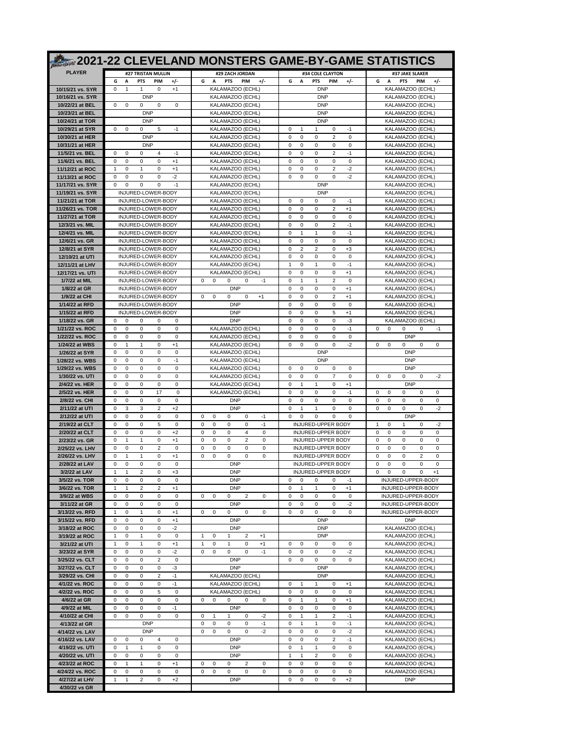# 2021-22 CLEVELAND MONSTERS GAME-BY-GAME STATISTICS

| PLAYER | #27 TRISTAN MULLIN | | | | | #29 ZACH JORDAN | | | | | #34 COLE CLAYTON | | | | | #37 JAKE SLAKER | | | | |
|---|---|---|---|---|---|---|---|---|---|---|---|---|---|---|---|---|---|---|---|---|
| | G | A | PTS | PIM | +/- | G | A | PTS | PIM | +/- | G | A | PTS | PIM | +/- | G | A | PTS | PIM | +/- |
| 10/15/21 vs. SYR | 0 | 1 | 1 | 0 | +1 | KALAMAZOO (ECHL) | | | | | DNP | | | | | KALAMAZOO (ECHL) | | | | |
| 10/16/21 vs. SYR | DNP | | | | | KALAMAZOO (ECHL) | | | | | DNP | | | | | KALAMAZOO (ECHL) | | | | |
| 10/22/21 at BEL | 0 | 0 | 0 | 0 | 0 | KALAMAZOO (ECHL) | | | | | DNP | | | | | KALAMAZOO (ECHL) | | | | |
| 10/23/21 at BEL | DNP | | | | | KALAMAZOO (ECHL) | | | | | DNP | | | | | KALAMAZOO (ECHL) | | | | |
| 10/24/21 at TOR | DNP | | | | | KALAMAZOO (ECHL) | | | | | DNP | | | | | KALAMAZOO (ECHL) | | | | |
| 10/29/21 at SYR | 0 | 0 | 0 | 5 | -1 | KALAMAZOO (ECHL) | | | | | 0 | 1 | 1 | 0 | -1 | KALAMAZOO (ECHL) | | | | |
| 10/30/21 at HER | DNP | | | | | KALAMAZOO (ECHL) | | | | | 0 | 0 | 0 | 2 | 0 | KALAMAZOO (ECHL) | | | | |
| 10/31/21 at HER | DNP | | | | | KALAMAZOO (ECHL) | | | | | 0 | 0 | 0 | 0 | 0 | KALAMAZOO (ECHL) | | | | |
| 11/5/21 vs. BEL | 0 | 0 | 0 | 4 | -1 | KALAMAZOO (ECHL) | | | | | 0 | 0 | 0 | 2 | -1 | KALAMAZOO (ECHL) | | | | |
| 11/6/21 vs. BEL | 0 | 0 | 0 | 0 | +1 | KALAMAZOO (ECHL) | | | | | 0 | 0 | 0 | 0 | 0 | KALAMAZOO (ECHL) | | | | |
| 11/12/21 at ROC | 1 | 0 | 1 | 0 | +1 | KALAMAZOO (ECHL) | | | | | 0 | 0 | 0 | 2 | -2 | KALAMAZOO (ECHL) | | | | |
| 11/13/21 at ROC | 0 | 0 | 0 | 0 | -2 | KALAMAZOO (ECHL) | | | | | 0 | 0 | 0 | 0 | -2 | KALAMAZOO (ECHL) | | | | |
| 11/17/21 vs. SYR | 0 | 0 | 0 | 0 | -1 | KALAMAZOO (ECHL) | | | | | DNP | | | | | KALAMAZOO (ECHL) | | | | |
| 11/19/21 vs. SYR | INJURED-LOWER-BODY | | | | | KALAMAZOO (ECHL) | | | | | DNP | | | | | KALAMAZOO (ECHL) | | | | |
| 11/21/21 at TOR | INJURED-LOWER-BODY | | | | | KALAMAZOO (ECHL) | | | | | 0 | 0 | 0 | 0 | -1 | KALAMAZOO (ECHL) | | | | |
| 11/26/21 vs. TOR | INJURED-LOWER-BODY | | | | | KALAMAZOO (ECHL) | | | | | 0 | 0 | 0 | 2 | +1 | KALAMAZOO (ECHL) | | | | |
| 11/27/21 at TOR | INJURED-LOWER-BODY | | | | | KALAMAZOO (ECHL) | | | | | 0 | 0 | 0 | 0 | 0 | KALAMAZOO (ECHL) | | | | |
| 12/3/21 vs. MIL | INJURED-LOWER-BODY | | | | | KALAMAZOO (ECHL) | | | | | 0 | 0 | 0 | 2 | -1 | KALAMAZOO (ECHL) | | | | |
| 12/4/21 vs. MIL | INJURED-LOWER-BODY | | | | | KALAMAZOO (ECHL) | | | | | 0 | 1 | 1 | 0 | -1 | KALAMAZOO (ECHL) | | | | |
| 12/6/21 vs. GR | INJURED-LOWER-BODY | | | | | KALAMAZOO (ECHL) | | | | | 0 | 0 | 0 | 0 | 0 | KALAMAZOO (ECHL) | | | | |
| 12/8/21 at SYR | INJURED-LOWER-BODY | | | | | KALAMAZOO (ECHL) | | | | | 0 | 2 | 2 | 0 | +3 | KALAMAZOO (ECHL) | | | | |
| 12/10/21 at UTI | INJURED-LOWER-BODY | | | | | KALAMAZOO (ECHL) | | | | | 0 | 0 | 0 | 0 | 0 | KALAMAZOO (ECHL) | | | | |
| 12/11/21 at LHV | INJURED-LOWER-BODY | | | | | KALAMAZOO (ECHL) | | | | | 1 | 0 | 1 | 0 | -1 | KALAMAZOO (ECHL) | | | | |
| 12/17/21 vs. UTI | INJURED-LOWER-BODY | | | | | KALAMAZOO (ECHL) | | | | | 0 | 0 | 0 | 0 | +1 | KALAMAZOO (ECHL) | | | | |
| 1/7/22 at MIL | INJURED-LOWER-BODY | | | | | 0 | 0 | 0 | 0 | -1 | 0 | 1 | 1 | 2 | 0 | KALAMAZOO (ECHL) | | | | |
| 1/8/22 at GR | INJURED-LOWER-BODY | | | | | DNP | | | | | 0 | 0 | 0 | 0 | +1 | KALAMAZOO (ECHL) | | | | |
| 1/9/22 at CHI | INJURED-LOWER-BODY | | | | | 0 | 0 | 0 | 0 | +1 | 0 | 0 | 0 | 2 | +1 | KALAMAZOO (ECHL) | | | | |
| 1/14/22 at RFD | INJURED-LOWER-BODY | | | | | DNP | | | | | 0 | 0 | 0 | 0 | 0 | KALAMAZOO (ECHL) | | | | |
| 1/15/22 at RFD | INJURED-LOWER-BODY | | | | | DNP | | | | | 0 | 0 | 0 | 5 | +1 | KALAMAZOO (ECHL) | | | | |
| 1/18/22 vs. GR | 0 | 0 | 0 | 0 | 0 | DNP | | | | | 0 | 0 | 0 | 0 | -3 | KALAMAZOO (ECHL) | | | | |
| 1/21/22 vs. ROC | 0 | 0 | 0 | 0 | 0 | KALAMAZOO (ECHL) | | | | | 0 | 0 | 0 | 0 | -1 | 0 | 0 | 0 | 0 | -1 |
| 1/22/22 vs. ROC | 0 | 0 | 0 | 0 | 0 | KALAMAZOO (ECHL) | | | | | 0 | 0 | 0 | 0 | 0 | DNP | | | | |
| 1/24/22 at WBS | 0 | 1 | 1 | 0 | +1 | KALAMAZOO (ECHL) | | | | | 0 | 0 | 0 | 0 | -2 | 0 | 0 | 0 | 0 | 0 |
| 1/26/22 at SYR | 0 | 0 | 0 | 0 | 0 | KALAMAZOO (ECHL) | | | | | DNP | | | | | DNP | | | | |
| 1/28/22 vs. WBS | 0 | 0 | 0 | 0 | -1 | KALAMAZOO (ECHL) | | | | | DNP | | | | | DNP | | | | |
| 1/29/22 vs. WBS | 0 | 0 | 0 | 0 | 0 | KALAMAZOO (ECHL) | | | | | 0 | 0 | 0 | 0 | 0 | DNP | | | | |
| 1/30/22 vs. UTI | 0 | 0 | 0 | 0 | 0 | KALAMAZOO (ECHL) | | | | | 0 | 0 | 0 | 7 | 0 | 0 | 0 | 0 | 0 | -2 |
| 2/4/22 vs. HER | 0 | 0 | 0 | 0 | 0 | KALAMAZOO (ECHL) | | | | | 0 | 1 | 1 | 0 | +1 | DNP | | | | |
| 2/5/22 vs. HER | 0 | 0 | 0 | 17 | 0 | KALAMAZOO (ECHL) | | | | | 0 | 0 | 0 | 0 | -1 | 0 | 0 | 0 | 0 | 0 |
| 2/8/22 vs. CHI | 0 | 0 | 0 | 0 | 0 | DNP | | | | | 0 | 0 | 0 | 0 | 0 | 0 | 0 | 0 | 0 | 0 |
| 2/11/22 at UTI | 0 | 3 | 3 | 2 | +2 | DNP | | | | | 0 | 1 | 1 | 0 | 0 | 0 | 0 | 0 | 0 | -2 |
| 2/12/22 at UTI | 0 | 0 | 0 | 0 | 0 | 0 | 0 | 0 | 0 | -1 | 0 | 0 | 0 | 0 | 0 | DNP | | | | |
| 2/19/22 at CLT | 0 | 0 | 0 | 5 | 0 | 0 | 0 | 0 | 0 | -1 | INJURED-UPPER BODY | | | | | 1 | 0 | 1 | 0 | -2 |
| 2/20/22 at CLT | 0 | 0 | 0 | 0 | +2 | 0 | 0 | 0 | 4 | 0 | INJURED-UPPER BODY | | | | | 0 | 0 | 0 | 0 | 0 |
| 2/23/22 vs. GR | 0 | 1 | 1 | 0 | +1 | 0 | 0 | 0 | 2 | 0 | INJURED-UPPER BODY | | | | | 0 | 0 | 0 | 0 | 0 |
| 2/25/22 vs. LHV | 0 | 0 | 0 | 2 | 0 | 0 | 0 | 0 | 0 | 0 | INJURED-UPPER BODY | | | | | 0 | 0 | 0 | 0 | 0 |
| 2/26/22 vs. LHV | 0 | 1 | 1 | 0 | +1 | 0 | 0 | 0 | 0 | 0 | INJURED-UPPER BODY | | | | | 0 | 0 | 0 | 2 | 0 |
| 2/28/22 at LAV | 0 | 0 | 0 | 0 | 0 | DNP | | | | | INJURED-UPPER BODY | | | | | 0 | 0 | 0 | 0 | 0 |
| 3/2/22 at LAV | 1 | 1 | 2 | 0 | +3 | DNP | | | | | INJURED-UPPER BODY | | | | | 0 | 0 | 0 | 0 | +1 |
| 3/5/22 vs. TOR | 0 | 0 | 0 | 0 | 0 | DNP | | | | | 0 | 0 | 0 | 0 | -1 | INJURED-UPPER-BODY | | | | |
| 3/6/22 vs. TOR | 1 | 1 | 2 | 2 | +1 | DNP | | | | | 0 | 1 | 1 | 0 | +1 | INJURED-UPPER-BODY | | | | |
| 3/9/22 at WBS | 0 | 0 | 0 | 0 | 0 | 0 | 0 | 0 | 2 | 0 | 0 | 0 | 0 | 0 | 0 | INJURED-UPPER-BODY | | | | |
| 3/11/22 at GR | 0 | 0 | 0 | 0 | 0 | DNP | | | | | 0 | 0 | 0 | 0 | -2 | INJURED-UPPER-BODY | | | | |
| 3/13/22 vs. RFD | 1 | 0 | 1 | 0 | +1 | 0 | 0 | 0 | 0 | 0 | 0 | 0 | 0 | 0 | 0 | INJURED-UPPER-BODY | | | | |
| 3/15/22 vs. RFD | 0 | 0 | 0 | 0 | +1 | DNP | | | | | DNP | | | | | DNP | | | | |
| 3/18/22 at ROC | 0 | 0 | 0 | 0 | -2 | DNP | | | | | DNP | | | | | KALAMAZOO (ECHL) | | | | |
| 3/19/22 at ROC | 1 | 0 | 1 | 0 | 0 | 1 | 0 | 1 | 2 | +1 | DNP | | | | | KALAMAZOO (ECHL) | | | | |
| 3/21/22 at UTI | 1 | 0 | 1 | 0 | +1 | 1 | 0 | 1 | 0 | +1 | 0 | 0 | 0 | 0 | 0 | KALAMAZOO (ECHL) | | | | |
| 3/23/22 at SYR | 0 | 0 | 0 | 0 | -2 | 0 | 0 | 0 | 0 | -1 | 0 | 0 | 0 | 0 | -2 | KALAMAZOO (ECHL) | | | | |
| 3/25/22 vs. CLT | 0 | 0 | 0 | 2 | 0 | DNP | | | | | 0 | 0 | 0 | 0 | 0 | KALAMAZOO (ECHL) | | | | |
| 3/27/22 vs. CLT | 0 | 0 | 0 | 0 | -3 | DNP | | | | | DNP | | | | | KALAMAZOO (ECHL) | | | | |
| 3/29/22 vs. CHI | 0 | 0 | 0 | 2 | -1 | KALAMAZOO (ECHL) | | | | | DNP | | | | | KALAMAZOO (ECHL) | | | | |
| 4/1/22 vs. ROC | 0 | 0 | 0 | 0 | -1 | KALAMAZOO (ECHL) | | | | | 0 | 1 | 1 | 0 | +1 | KALAMAZOO (ECHL) | | | | |
| 4/2/22 vs. ROC | 0 | 0 | 0 | 5 | 0 | KALAMAZOO (ECHL) | | | | | 0 | 0 | 0 | 0 | 0 | KALAMAZOO (ECHL) | | | | |
| 4/6/22 at GR | 0 | 0 | 0 | 0 | 0 | 0 | 0 | 0 | 0 | 0 | 0 | 1 | 1 | 0 | +1 | KALAMAZOO (ECHL) | | | | |
| 4/9/22 at MIL | 0 | 0 | 0 | 0 | -1 | DNP | | | | | 0 | 0 | 0 | 0 | 0 | KALAMAZOO (ECHL) | | | | |
| 4/10/22 at CHI | 0 | 0 | 0 | 0 | 0 | 0 | 1 | 1 | 0 | -2 | 0 | 1 | 1 | 2 | -1 | KALAMAZOO (ECHL) | | | | |
| 4/13/22 at GR | DNP | | | | | 0 | 0 | 0 | 0 | -1 | 0 | 1 | 1 | 0 | -1 | KALAMAZOO (ECHL) | | | | |
| 4/14/22 vs. LAV | DNP | | | | | 0 | 0 | 0 | 0 | -2 | 0 | 0 | 0 | 0 | -2 | KALAMAZOO (ECHL) | | | | |
| 4/16/22 vs. LAV | 0 | 0 | 0 | 4 | 0 | DNP | | | | | 0 | 0 | 0 | 2 | -1 | KALAMAZOO (ECHL) | | | | |
| 4/19/22 vs. UTI | 0 | 1 | 1 | 0 | 0 | DNP | | | | | 0 | 1 | 1 | 0 | 0 | KALAMAZOO (ECHL) | | | | |
| 4/20/22 vs. UTI | 0 | 0 | 0 | 0 | 0 | DNP | | | | | 1 | 1 | 2 | 0 | 0 | KALAMAZOO (ECHL) | | | | |
| 4/23/22 at ROC | 0 | 1 | 1 | 0 | +1 | 0 | 0 | 0 | 2 | 0 | 0 | 0 | 0 | 0 | 0 | KALAMAZOO (ECHL) | | | | |
| 4/24/22 vs. ROC | 0 | 0 | 0 | 0 | 0 | 0 | 0 | 0 | 0 | 0 | 0 | 0 | 0 | 0 | 0 | KALAMAZOO (ECHL) | | | | |
| 4/27/22 at LHV | 1 | 1 | 2 | 0 | +2 | DNP | | | | | 0 | 0 | 0 | 0 | +2 | DNP | | | | |
| 4/30/22 vs GR | | | | | | | | | | | | | | | | | | | | |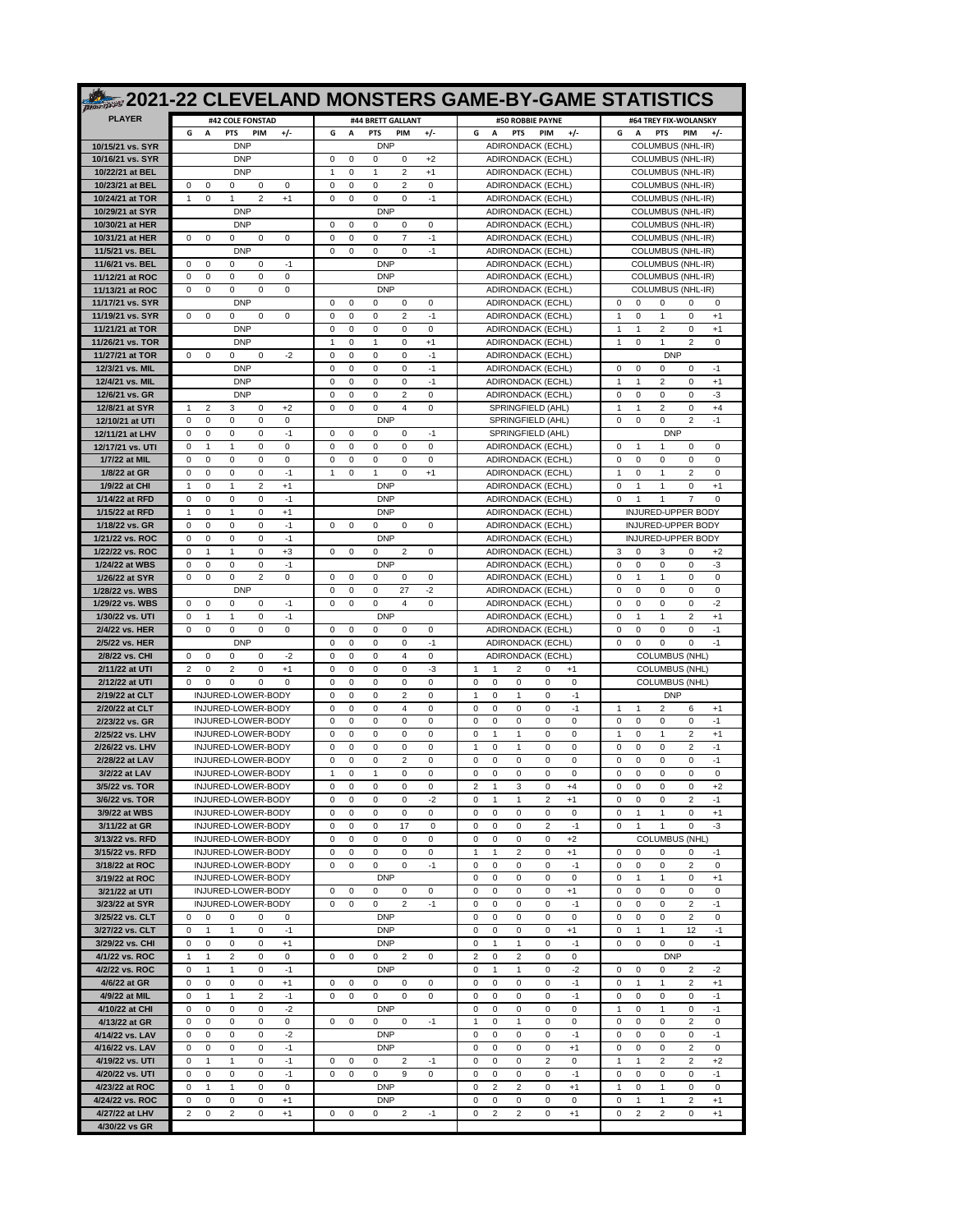# 2021-22 CLEVELAND MONSTERS GAME-BY-GAME STATISTICS

| PLAYER | #42 COLE FONSTAD | | | | | #44 BRETT GALLANT | | | | | #50 ROBBIE PAYNE | | | | | #64 TREY FIX-WOLANSKY | | | | |
|---|---|---|---|---|---|---|---|---|---|---|---|---|---|---|---|---|---|---|---|---|
| | G | A | PTS | PIM | +/- | G | A | PTS | PIM | +/- | G | A | PTS | PIM | +/- | G | A | PTS | PIM | +/- |
| 10/15/21 vs. SYR | DNP | | | | | DNP | | | | | ADIRONDACK (ECHL) | | | | | COLUMBUS (NHL-IR) | | | | |
| 10/16/21 vs. SYR | DNP | | | | | 0 | 0 | 0 | 0 | +2 | ADIRONDACK (ECHL) | | | | | COLUMBUS (NHL-IR) | | | | |
| 10/22/21 at BEL | DNP | | | | | 1 | 0 | 1 | 2 | +1 | ADIRONDACK (ECHL) | | | | | COLUMBUS (NHL-IR) | | | | |
| 10/23/21 at BEL | 0 | 0 | 0 | 0 | 0 | 0 | 0 | 0 | 2 | 0 | ADIRONDACK (ECHL) | | | | | COLUMBUS (NHL-IR) | | | | |
| 10/24/21 at TOR | 1 | 0 | 1 | 2 | +1 | 0 | 0 | 0 | 0 | -1 | ADIRONDACK (ECHL) | | | | | COLUMBUS (NHL-IR) | | | | |
| 10/29/21 at SYR | DNP | | | | | DNP | | | | | ADIRONDACK (ECHL) | | | | | COLUMBUS (NHL-IR) | | | | |
| 10/30/21 at HER | DNP | | | | | 0 | 0 | 0 | 0 | 0 | ADIRONDACK (ECHL) | | | | | COLUMBUS (NHL-IR) | | | | |
| 10/31/21 at HER | 0 | 0 | 0 | 0 | 0 | 0 | 0 | 0 | 7 | -1 | ADIRONDACK (ECHL) | | | | | COLUMBUS (NHL-IR) | | | | |
| 11/5/21 vs. BEL | DNP | | | | | 0 | 0 | 0 | 0 | -1 | ADIRONDACK (ECHL) | | | | | COLUMBUS (NHL-IR) | | | | |
| 11/6/21 vs. BEL | 0 | 0 | 0 | 0 | -1 | DNP | | | | | ADIRONDACK (ECHL) | | | | | COLUMBUS (NHL-IR) | | | | |
| 11/12/21 at ROC | 0 | 0 | 0 | 0 | 0 | DNP | | | | | ADIRONDACK (ECHL) | | | | | COLUMBUS (NHL-IR) | | | | |
| 11/13/21 at ROC | 0 | 0 | 0 | 0 | 0 | DNP | | | | | ADIRONDACK (ECHL) | | | | | COLUMBUS (NHL-IR) | | | | |
| 11/17/21 vs. SYR | DNP | | | | | 0 | 0 | 0 | 0 | 0 | ADIRONDACK (ECHL) | | | | | 0 | 0 | 0 | 0 | 0 |
| 11/19/21 vs. SYR | 0 | 0 | 0 | 0 | 0 | 0 | 0 | 0 | 2 | -1 | ADIRONDACK (ECHL) | | | | | 1 | 0 | 1 | 0 | +1 |
| 11/21/21 at TOR | DNP | | | | | 0 | 0 | 0 | 0 | 0 | ADIRONDACK (ECHL) | | | | | 1 | 1 | 2 | 0 | +1 |
| 11/26/21 vs. TOR | DNP | | | | | 1 | 0 | 1 | 0 | +1 | ADIRONDACK (ECHL) | | | | | 1 | 0 | 1 | 2 | 0 |
| 11/27/21 at TOR | 0 | 0 | 0 | 0 | -2 | 0 | 0 | 0 | 0 | -1 | ADIRONDACK (ECHL) | | | | | DNP | | | | |
| 12/3/21 vs. MIL | DNP | | | | | 0 | 0 | 0 | 0 | -1 | ADIRONDACK (ECHL) | | | | | 0 | 0 | 0 | 0 | -1 |
| 12/4/21 vs. MIL | DNP | | | | | 0 | 0 | 0 | 0 | -1 | ADIRONDACK (ECHL) | | | | | 1 | 1 | 2 | 0 | +1 |
| 12/6/21 vs. GR | DNP | | | | | 0 | 0 | 0 | 2 | 0 | ADIRONDACK (ECHL) | | | | | 0 | 0 | 0 | 0 | -3 |
| 12/8/21 at SYR | 1 | 2 | 3 | 0 | +2 | 0 | 0 | 0 | 4 | 0 | SPRINGFIELD (AHL) | | | | | 1 | 1 | 2 | 0 | +4 |
| 12/10/21 at UTI | 0 | 0 | 0 | 0 | 0 | DNP | | | | | SPRINGFIELD (AHL) | | | | | 0 | 0 | 0 | 2 | -1 |
| 12/11/21 at LHV | 0 | 0 | 0 | 0 | -1 | 0 | 0 | 0 | 0 | -1 | SPRINGFIELD (AHL) | | | | | DNP | | | | |
| 12/17/21 vs. UTI | 0 | 1 | 1 | 0 | 0 | 0 | 0 | 0 | 0 | 0 | ADIRONDACK (ECHL) | | | | | 0 | 1 | 1 | 0 | 0 |
| 1/7/22 at MIL | 0 | 0 | 0 | 0 | 0 | 0 | 0 | 0 | 0 | 0 | ADIRONDACK (ECHL) | | | | | 0 | 0 | 0 | 0 | 0 |
| 1/8/22 at GR | 0 | 0 | 0 | 0 | -1 | 1 | 0 | 1 | 0 | +1 | ADIRONDACK (ECHL) | | | | | 1 | 0 | 1 | 2 | 0 |
| 1/9/22 at CHI | 1 | 0 | 1 | 2 | +1 | DNP | | | | | ADIRONDACK (ECHL) | | | | | 0 | 1 | 1 | 0 | +1 |
| 1/14/22 at RFD | 0 | 0 | 0 | 0 | -1 | DNP | | | | | ADIRONDACK (ECHL) | | | | | 0 | 1 | 1 | 7 | 0 |
| 1/15/22 at RFD | 1 | 0 | 1 | 0 | +1 | DNP | | | | | ADIRONDACK (ECHL) | | | | | INJURED-UPPER BODY | | | | |
| 1/18/22 vs. GR | 0 | 0 | 0 | 0 | -1 | 0 | 0 | 0 | 0 | 0 | ADIRONDACK (ECHL) | | | | | INJURED-UPPER BODY | | | | |
| 1/21/22 vs. ROC | 0 | 0 | 0 | 0 | -1 | DNP | | | | | ADIRONDACK (ECHL) | | | | | INJURED-UPPER BODY | | | | |
| 1/22/22 vs. ROC | 0 | 1 | 1 | 0 | +3 | 0 | 0 | 0 | 2 | 0 | ADIRONDACK (ECHL) | | | | | 3 | 0 | 3 | 0 | +2 |
| 1/24/22 at WBS | 0 | 0 | 0 | 0 | -1 | DNP | | | | | ADIRONDACK (ECHL) | | | | | 0 | 0 | 0 | 0 | -3 |
| 1/26/22 at SYR | 0 | 0 | 0 | 2 | 0 | 0 | 0 | 0 | 0 | 0 | ADIRONDACK (ECHL) | | | | | 0 | 1 | 1 | 0 | 0 |
| 1/28/22 vs. WBS | DNP | | | | | 0 | 0 | 0 | 27 | -2 | ADIRONDACK (ECHL) | | | | | 0 | 0 | 0 | 0 | 0 |
| 1/29/22 vs. WBS | 0 | 0 | 0 | 0 | -1 | 0 | 0 | 0 | 4 | 0 | ADIRONDACK (ECHL) | | | | | 0 | 0 | 0 | 0 | -2 |
| 1/30/22 vs. UTI | 0 | 1 | 1 | 0 | -1 | DNP | | | | | ADIRONDACK (ECHL) | | | | | 0 | 1 | 1 | 2 | +1 |
| 2/4/22 vs. HER | 0 | 0 | 0 | 0 | 0 | 0 | 0 | 0 | 0 | 0 | ADIRONDACK (ECHL) | | | | | 0 | 0 | 0 | 0 | -1 |
| 2/5/22 vs. HER | DNP | | | | | 0 | 0 | 0 | 0 | -1 | ADIRONDACK (ECHL) | | | | | 0 | 0 | 0 | 0 | -1 |
| 2/8/22 vs. CHI | 0 | 0 | 0 | 0 | -2 | 0 | 0 | 0 | 4 | 0 | ADIRONDACK (ECHL) | | | | | COLUMBUS (NHL) | | | | |
| 2/11/22 at UTI | 2 | 0 | 2 | 0 | +1 | 0 | 0 | 0 | 0 | -3 | 1 | 1 | 2 | 0 | +1 | COLUMBUS (NHL) | | | | |
| 2/12/22 at UTI | 0 | 0 | 0 | 0 | 0 | 0 | 0 | 0 | 0 | 0 | 0 | 0 | 0 | 0 | 0 | COLUMBUS (NHL) | | | | |
| 2/19/22 at CLT | INJURED-LOWER-BODY | | | | | 0 | 0 | 0 | 2 | 0 | 1 | 0 | 1 | 0 | -1 | DNP | | | | |
| 2/20/22 at CLT | INJURED-LOWER-BODY | | | | | 0 | 0 | 0 | 4 | 0 | 0 | 0 | 0 | 0 | -1 | 1 | 1 | 2 | 6 | +1 |
| 2/23/22 vs. GR | INJURED-LOWER-BODY | | | | | 0 | 0 | 0 | 0 | 0 | 0 | 0 | 0 | 0 | 0 | 0 | 0 | 0 | 0 | -1 |
| 2/25/22 vs. LHV | INJURED-LOWER-BODY | | | | | 0 | 0 | 0 | 0 | 0 | 0 | 1 | 1 | 0 | 0 | 1 | 0 | 1 | 2 | +1 |
| 2/26/22 vs. LHV | INJURED-LOWER-BODY | | | | | 0 | 0 | 0 | 0 | 0 | 1 | 0 | 1 | 0 | 0 | 0 | 0 | 0 | 2 | -1 |
| 2/28/22 at LAV | INJURED-LOWER-BODY | | | | | 0 | 0 | 0 | 2 | 0 | 0 | 0 | 0 | 0 | 0 | 0 | 0 | 0 | 0 | -1 |
| 3/2/22 at LAV | INJURED-LOWER-BODY | | | | | 1 | 0 | 1 | 0 | 0 | 0 | 0 | 0 | 0 | 0 | 0 | 0 | 0 | 0 | 0 |
| 3/5/22 vs. TOR | INJURED-LOWER-BODY | | | | | 0 | 0 | 0 | 0 | 0 | 2 | 1 | 3 | 0 | +4 | 0 | 0 | 0 | 0 | +2 |
| 3/6/22 vs. TOR | INJURED-LOWER-BODY | | | | | 0 | 0 | 0 | 0 | -2 | 0 | 1 | 1 | 2 | +1 | 0 | 0 | 0 | 2 | -1 |
| 3/9/22 at WBS | INJURED-LOWER-BODY | | | | | 0 | 0 | 0 | 0 | 0 | 0 | 0 | 0 | 0 | 0 | 0 | 1 | 1 | 0 | +1 |
| 3/11/22 at GR | INJURED-LOWER-BODY | | | | | 0 | 0 | 0 | 17 | 0 | 0 | 0 | 0 | 2 | -1 | 0 | 1 | 1 | 0 | -3 |
| 3/13/22 vs. RFD | INJURED-LOWER-BODY | | | | | 0 | 0 | 0 | 0 | 0 | 0 | 0 | 0 | 0 | +2 | COLUMBUS (NHL) | | | | |
| 3/15/22 vs. RFD | INJURED-LOWER-BODY | | | | | 0 | 0 | 0 | 0 | 0 | 1 | 1 | 2 | 0 | +1 | 0 | 0 | 0 | 0 | -1 |
| 3/18/22 at ROC | INJURED-LOWER-BODY | | | | | 0 | 0 | 0 | 0 | -1 | 0 | 0 | 0 | 0 | -1 | 0 | 0 | 0 | 2 | 0 |
| 3/19/22 at ROC | INJURED-LOWER-BODY | | | | | DNP | | | | | 0 | 0 | 0 | 0 | 0 | 0 | 1 | 1 | 0 | +1 |
| 3/21/22 at UTI | INJURED-LOWER-BODY | | | | | 0 | 0 | 0 | 0 | 0 | 0 | 0 | 0 | 0 | +1 | 0 | 0 | 0 | 0 | 0 |
| 3/23/22 at SYR | INJURED-LOWER-BODY | | | | | 0 | 0 | 0 | 2 | -1 | 0 | 0 | 0 | 0 | -1 | 0 | 0 | 0 | 2 | -1 |
| 3/25/22 vs. CLT | 0 | 0 | 0 | 0 | 0 | DNP | | | | | 0 | 0 | 0 | 0 | 0 | 0 | 0 | 0 | 2 | 0 |
| 3/27/22 vs. CLT | 0 | 1 | 1 | 0 | -1 | DNP | | | | | 0 | 0 | 0 | 0 | +1 | 0 | 1 | 1 | 12 | -1 |
| 3/29/22 vs. CHI | 0 | 0 | 0 | 0 | +1 | DNP | | | | | 0 | 1 | 1 | 0 | -1 | 0 | 0 | 0 | 0 | -1 |
| 4/1/22 vs. ROC | 1 | 1 | 2 | 0 | 0 | 0 | 0 | 0 | 2 | 0 | 2 | 0 | 2 | 0 | 0 | DNP | | | | |
| 4/2/22 vs. ROC | 0 | 1 | 1 | 0 | -1 | DNP | | | | | 0 | 1 | 1 | 0 | -2 | 0 | 0 | 0 | 2 | -2 |
| 4/6/22 at GR | 0 | 0 | 0 | 0 | +1 | 0 | 0 | 0 | 0 | 0 | 0 | 0 | 0 | 0 | -1 | 0 | 1 | 1 | 2 | +1 |
| 4/9/22 at MIL | 0 | 1 | 1 | 2 | -1 | 0 | 0 | 0 | 0 | 0 | 0 | 0 | 0 | 0 | -1 | 0 | 0 | 0 | 0 | -1 |
| 4/10/22 at CHI | 0 | 0 | 0 | 0 | -2 | DNP | | | | | 0 | 0 | 0 | 0 | 0 | 1 | 0 | 1 | 0 | -1 |
| 4/13/22 at GR | 0 | 0 | 0 | 0 | 0 | 0 | 0 | 0 | 0 | -1 | 1 | 0 | 1 | 0 | 0 | 0 | 0 | 0 | 2 | 0 |
| 4/14/22 vs. LAV | 0 | 0 | 0 | 0 | -2 | DNP | | | | | 0 | 0 | 0 | 0 | -1 | 0 | 0 | 0 | 0 | -1 |
| 4/16/22 vs. LAV | 0 | 0 | 0 | 0 | -1 | DNP | | | | | 0 | 0 | 0 | 0 | +1 | 0 | 0 | 0 | 2 | 0 |
| 4/19/22 vs. UTI | 0 | 1 | 1 | 0 | -1 | 0 | 0 | 0 | 2 | -1 | 0 | 0 | 0 | 2 | 0 | 1 | 1 | 2 | 2 | +2 |
| 4/20/22 vs. UTI | 0 | 0 | 0 | 0 | -1 | 0 | 0 | 0 | 9 | 0 | 0 | 0 | 0 | 0 | -1 | 0 | 0 | 0 | 0 | -1 |
| 4/23/22 at ROC | 0 | 1 | 1 | 0 | 0 | DNP | | | | | 0 | 2 | 2 | 0 | +1 | 1 | 0 | 1 | 0 | 0 |
| 4/24/22 vs. ROC | 0 | 0 | 0 | 0 | +1 | DNP | | | | | 0 | 0 | 0 | 0 | 0 | 0 | 1 | 1 | 2 | +1 |
| 4/27/22 at LHV | 2 | 0 | 2 | 0 | +1 | 0 | 0 | 0 | 2 | -1 | 0 | 2 | 2 | 0 | +1 | 0 | 2 | 2 | 0 | +1 |
| 4/30/22 vs GR | | | | | | | | | | | | | | | | | | | | |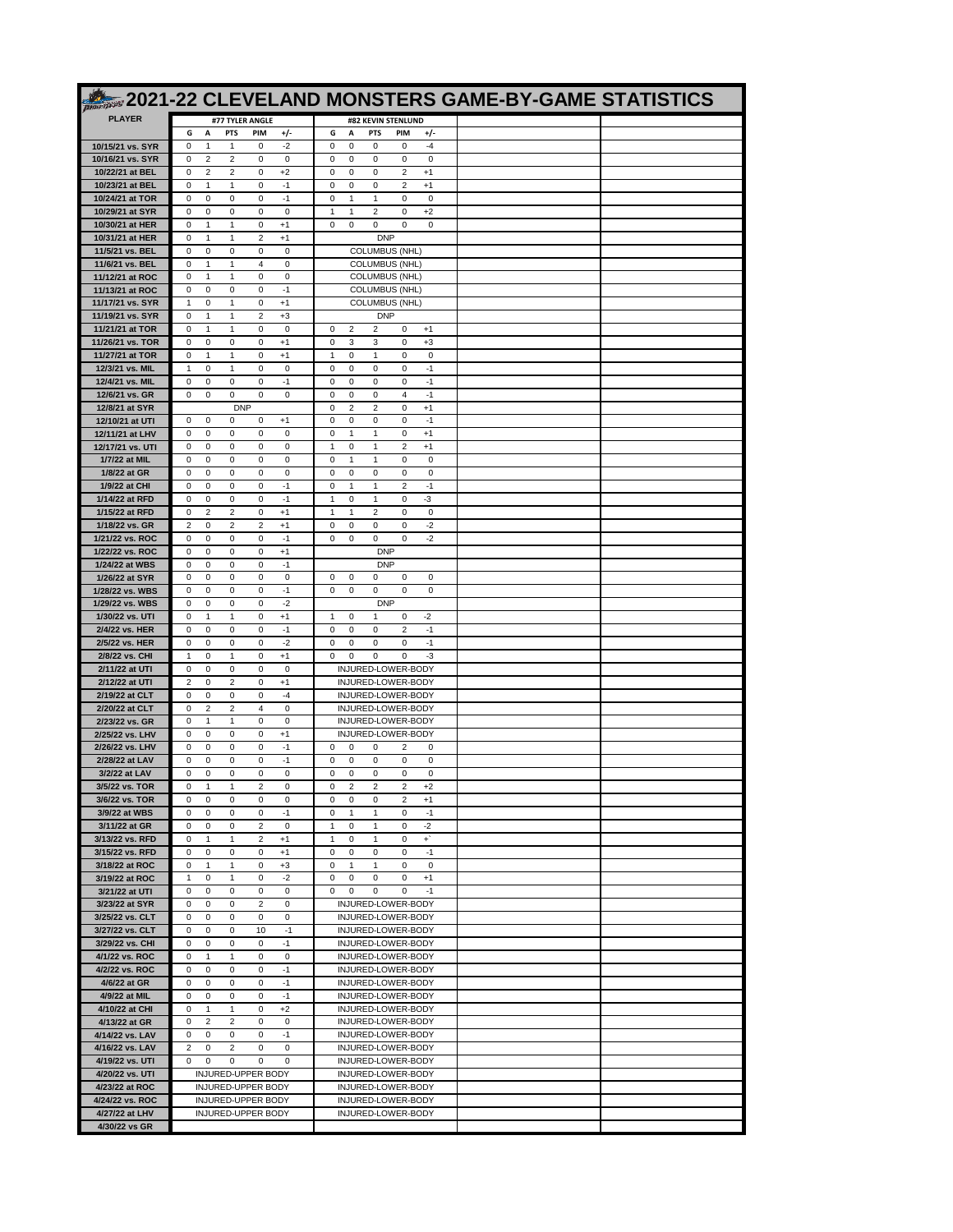# 2021-22 CLEVELAND MONSTERS GAME-BY-GAME STATISTICS

| PLAYER | #77 TYLER ANGLE | | | | | #82 KEVIN STENLUND | | | | | | |
|---|---|---|---|---|---|---|---|---|---|---|---|---|
| | G | A | PTS | PIM | +/- | G | A | PTS | PIM | +/- | | |
| 10/15/21 vs. SYR | 0 | 1 | 1 | 0 | -2 | 0 | 0 | 0 | 0 | -4 | | |
| 10/16/21 vs. SYR | 0 | 2 | 2 | 0 | 0 | 0 | 0 | 0 | 0 | 0 | | |
| 10/22/21 at BEL | 0 | 2 | 2 | 0 | +2 | 0 | 0 | 0 | 2 | +1 | | |
| 10/23/21 at BEL | 0 | 1 | 1 | 0 | -1 | 0 | 0 | 0 | 2 | +1 | | |
| 10/24/21 at TOR | 0 | 0 | 0 | 0 | -1 | 0 | 1 | 1 | 0 | 0 | | |
| 10/29/21 at SYR | 0 | 0 | 0 | 0 | 0 | 1 | 1 | 2 | 0 | +2 | | |
| 10/30/21 at HER | 0 | 1 | 1 | 0 | +1 | 0 | 0 | 0 | 0 | 0 | | |
| 10/31/21 at HER | 0 | 1 | 1 | 2 | +1 | DNP | | | | | | |
| 11/5/21 vs. BEL | 0 | 0 | 0 | 0 | 0 | COLUMBUS (NHL) | | | | | | |
| 11/6/21 vs. BEL | 0 | 1 | 1 | 4 | 0 | COLUMBUS (NHL) | | | | | | |
| 11/12/21 at ROC | 0 | 1 | 1 | 0 | 0 | COLUMBUS (NHL) | | | | | | |
| 11/13/21 at ROC | 0 | 0 | 0 | 0 | -1 | COLUMBUS (NHL) | | | | | | |
| 11/17/21 vs. SYR | 1 | 0 | 1 | 0 | +1 | COLUMBUS (NHL) | | | | | | |
| 11/19/21 vs. SYR | 0 | 1 | 1 | 2 | +3 | DNP | | | | | | |
| 11/21/21 at TOR | 0 | 1 | 1 | 0 | 0 | 0 | 2 | 2 | 0 | +1 | | |
| 11/26/21 vs. TOR | 0 | 0 | 0 | 0 | +1 | 0 | 3 | 3 | 0 | +3 | | |
| 11/27/21 at TOR | 0 | 1 | 1 | 0 | +1 | 1 | 0 | 1 | 0 | 0 | | |
| 12/3/21 vs. MIL | 1 | 0 | 1 | 0 | 0 | 0 | 0 | 0 | 0 | -1 | | |
| 12/4/21 vs. MIL | 0 | 0 | 0 | 0 | -1 | 0 | 0 | 0 | 0 | -1 | | |
| 12/6/21 vs. GR | 0 | 0 | 0 | 0 | 0 | 0 | 0 | 0 | 4 | -1 | | |
| 12/8/21 at SYR | DNP | | | | | 0 | 2 | 2 | 0 | +1 | | |
| 12/10/21 at UTI | 0 | 0 | 0 | 0 | +1 | 0 | 0 | 0 | 0 | -1 | | |
| 12/11/21 at LHV | 0 | 0 | 0 | 0 | 0 | 0 | 1 | 1 | 0 | +1 | | |
| 12/17/21 vs. UTI | 0 | 0 | 0 | 0 | 0 | 1 | 0 | 1 | 2 | +1 | | |
| 1/7/22 at MIL | 0 | 0 | 0 | 0 | 0 | 0 | 1 | 1 | 0 | 0 | | |
| 1/8/22 at GR | 0 | 0 | 0 | 0 | 0 | 0 | 0 | 0 | 0 | 0 | | |
| 1/9/22 at CHI | 0 | 0 | 0 | 0 | 0 | 0 | 1 | 1 | 2 | -1 | | |
| 1/14/22 at RFD | 0 | 0 | 0 | 0 | -1 | 1 | 0 | 1 | 0 | -3 | | |
| 1/15/22 at RFD | 0 | 2 | 2 | 0 | +1 | 1 | 1 | 2 | 0 | 0 | | |
| 1/18/22 vs. GR | 2 | 0 | 2 | 2 | +1 | 0 | 0 | 0 | 0 | -2 | | |
| 1/21/22 vs. ROC | 0 | 0 | 0 | 0 | -1 | 0 | 0 | 0 | 0 | -2 | | |
| 1/22/22 vs. ROC | 0 | 0 | 0 | 0 | +1 | DNP | | | | | | |
| 1/24/22 at WBS | 0 | 0 | 0 | 0 | -1 | DNP | | | | | | |
| 1/26/22 at SYR | 0 | 0 | 0 | 0 | 0 | 0 | 0 | 0 | 0 | 0 | | |
| 1/28/22 vs. WBS | 0 | 0 | 0 | 0 | -1 | 0 | 0 | 0 | 0 | 0 | | |
| 1/29/22 vs. WBS | 0 | 0 | 0 | 0 | -2 | DNP | | | | | | |
| 1/30/22 vs. UTI | 0 | 1 | 1 | 0 | +1 | 1 | 0 | 1 | 0 | -2 | | |
| 2/4/22 vs. HER | 0 | 0 | 0 | 0 | -1 | 0 | 0 | 0 | 2 | -1 | | |
| 2/5/22 vs. HER | 0 | 0 | 0 | 0 | -2 | 0 | 0 | 0 | 0 | -1 | | |
| 2/8/22 vs. CHI | 1 | 0 | 1 | 0 | +1 | 0 | 0 | 0 | 0 | -3 | | |
| 2/11/22 at UTI | 0 | 0 | 0 | 0 | 0 | INJURED-LOWER-BODY | | | | | | |
| 2/12/22 at UTI | 2 | 0 | 2 | 0 | +1 | INJURED-LOWER-BODY | | | | | | |
| 2/19/22 at CLT | 0 | 0 | 0 | 0 | -4 | INJURED-LOWER-BODY | | | | | | |
| 2/20/22 at CLT | 0 | 2 | 2 | 4 | 0 | INJURED-LOWER-BODY | | | | | | |
| 2/23/22 vs. GR | 0 | 1 | 1 | 0 | 0 | INJURED-LOWER-BODY | | | | | | |
| 2/25/22 vs. LHV | 0 | 0 | 0 | 0 | +1 | INJURED-LOWER-BODY | | | | | | |
| 2/26/22 vs. LHV | 0 | 0 | 0 | 0 | -1 | 0 | 0 | 0 | 2 | 0 | | |
| 2/28/22 at LAV | 0 | 0 | 0 | 0 | -1 | 0 | 0 | 0 | 0 | 0 | | |
| 3/2/22 at LAV | 0 | 0 | 0 | 0 | 0 | 0 | 0 | 0 | 0 | 0 | | |
| 3/5/22 vs. TOR | 0 | 1 | 1 | 2 | 0 | 0 | 2 | 2 | 2 | +2 | | |
| 3/6/22 vs. TOR | 0 | 0 | 0 | 0 | 0 | 0 | 0 | 0 | 2 | +1 | | |
| 3/9/22 at WBS | 0 | 0 | 0 | 0 | -1 | 0 | 1 | 1 | 0 | -1 | | |
| 3/11/22 at GR | 0 | 0 | 0 | 2 | 0 | 1 | 0 | 1 | 0 | -2 | | |
| 3/13/22 vs. RFD | 0 | 1 | 1 | 2 | +1 | 1 | 0 | 1 | 0 | +` | | |
| 3/15/22 vs. RFD | 0 | 0 | 0 | 0 | +1 | 0 | 0 | 0 | 0 | -1 | | |
| 3/18/22 at ROC | 0 | 1 | 1 | 0 | +3 | 0 | 1 | 1 | 0 | 0 | | |
| 3/19/22 at ROC | 1 | 0 | 1 | 0 | -2 | 0 | 0 | 0 | 0 | +1 | | |
| 3/21/22 at UTI | 0 | 0 | 0 | 0 | 0 | 0 | 0 | 0 | 0 | -1 | | |
| 3/23/22 at SYR | 0 | 0 | 0 | 2 | 0 | INJURED-LOWER-BODY | | | | | | |
| 3/25/22 vs. CLT | 0 | 0 | 0 | 0 | 0 | INJURED-LOWER-BODY | | | | | | |
| 3/27/22 vs. CLT | 0 | 0 | 0 | 10 | -1 | INJURED-LOWER-BODY | | | | | | |
| 3/29/22 vs. CHI | 0 | 0 | 0 | 0 | -1 | INJURED-LOWER-BODY | | | | | | |
| 4/1/22 vs. ROC | 0 | 1 | 1 | 0 | 0 | INJURED-LOWER-BODY | | | | | | |
| 4/2/22 vs. ROC | 0 | 0 | 0 | 0 | -1 | INJURED-LOWER-BODY | | | | | | |
| 4/6/22 at GR | 0 | 0 | 0 | 0 | -1 | INJURED-LOWER-BODY | | | | | | |
| 4/9/22 at MIL | 0 | 0 | 0 | 0 | -1 | INJURED-LOWER-BODY | | | | | | |
| 4/10/22 at CHI | 0 | 1 | 1 | 0 | +2 | INJURED-LOWER-BODY | | | | | | |
| 4/13/22 at GR | 0 | 2 | 2 | 0 | 0 | INJURED-LOWER-BODY | | | | | | |
| 4/14/22 vs. LAV | 0 | 0 | 0 | 0 | -1 | INJURED-LOWER-BODY | | | | | | |
| 4/16/22 vs. LAV | 2 | 0 | 2 | 0 | 0 | INJURED-LOWER-BODY | | | | | | |
| 4/19/22 vs. UTI | 0 | 0 | 0 | 0 | 0 | INJURED-LOWER-BODY | | | | | | |
| 4/20/22 vs. UTI | INJURED-UPPER BODY | | | | | INJURED-LOWER-BODY | | | | | | |
| 4/23/22 at ROC | INJURED-UPPER BODY | | | | | INJURED-LOWER-BODY | | | | | | |
| 4/24/22 vs. ROC | INJURED-UPPER BODY | | | | | INJURED-LOWER-BODY | | | | | | |
| 4/27/22 at LHV | INJURED-UPPER BODY | | | | | INJURED-LOWER-BODY | | | | | | |
| 4/30/22 vs GR | | | | | | | | | | | | |